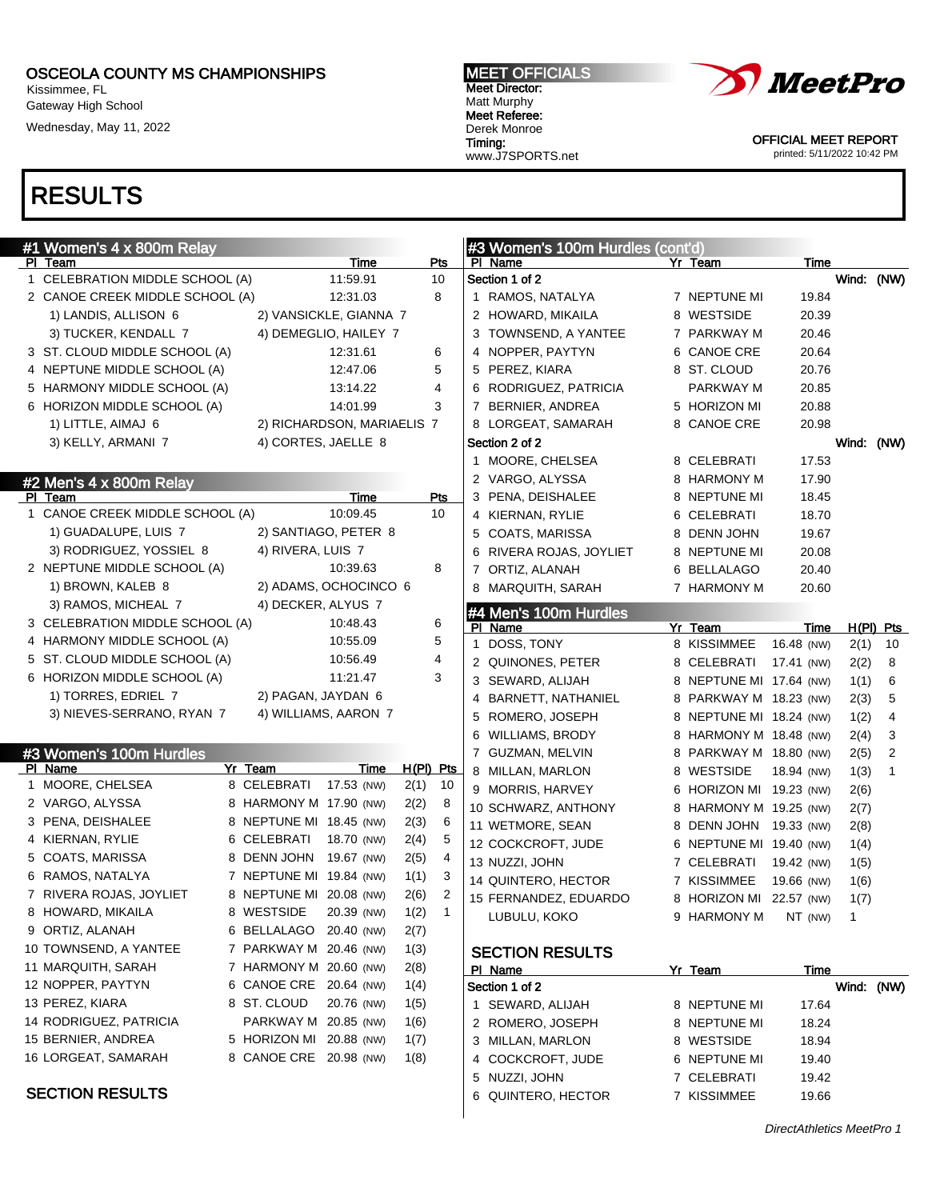OSCEOLA COUNTY MS CHAMPIONSHIPS
Kissimmee, FL
Gateway High School
Wednesday, May 11, 2022

MEET OFFICIALS
Meet Director:
Matt Murphy
Meet Referee:
Derek Monroe
Timing:
www.J7SPORTS.net

OFFICIAL MEET REPORT
printed: 5/11/2022 10:42 PM

# RESULTS

## #1 Women's 4 x 800m Relay

| Pl | Team | Time | Pts |
|---|---|---|---|
| 1 | CELEBRATION MIDDLE SCHOOL (A) | 11:59.91 | 10 |
| 2 | CANOE CREEK MIDDLE SCHOOL (A) | 12:31.03 | 8 |
| | 1) LANDIS, ALLISON 6; 2) VANSICKLE, GIANNA 7; 3) TUCKER, KENDALL 7; 4) DEMEGLIO, HAILEY 7 | | |
| 3 | ST. CLOUD MIDDLE SCHOOL (A) | 12:31.61 | 6 |
| 4 | NEPTUNE MIDDLE SCHOOL (A) | 12:47.06 | 5 |
| 5 | HARMONY MIDDLE SCHOOL (A) | 13:14.22 | 4 |
| 6 | HORIZON MIDDLE SCHOOL (A) | 14:01.99 | 3 |
| | 1) LITTLE, AIMAJ 6; 2) RICHARDSON, MARIAELIS 7; 3) KELLY, ARMANI 7; 4) CORTES, JAELLE 8 | | |

## #2 Men's 4 x 800m Relay

| Pl | Team | Time | Pts |
|---|---|---|---|
| 1 | CANOE CREEK MIDDLE SCHOOL (A) | 10:09.45 | 10 |
| | 1) GUADALUPE, LUIS 7; 2) SANTIAGO, PETER 8; 3) RODRIGUEZ, YOSSIEL 8; 4) RIVERA, LUIS 7 | | |
| 2 | NEPTUNE MIDDLE SCHOOL (A) | 10:39.63 | 8 |
| | 1) BROWN, KALEB 8; 2) ADAMS, OCHOCINCO 6; 3) RAMOS, MICHEAL 7; 4) DECKER, ALYUS 7 | | |
| 3 | CELEBRATION MIDDLE SCHOOL (A) | 10:48.43 | 6 |
| 4 | HARMONY MIDDLE SCHOOL (A) | 10:55.09 | 5 |
| 5 | ST. CLOUD MIDDLE SCHOOL (A) | 10:56.49 | 4 |
| 6 | HORIZON MIDDLE SCHOOL (A) | 11:21.47 | 3 |
| | 1) TORRES, EDRIEL 7; 2) PAGAN, JAYDAN 6; 3) NIEVES-SERRANO, RYAN 7; 4) WILLIAMS, AARON 7 | | |

## #3 Women's 100m Hurdles

| Pl | Name | Yr | Team | Time | | H(Pl) | Pts |
|---|---|---|---|---|---|---|---|
| 1 | MOORE, CHELSEA | 8 | CELEBRATI | 17.53 | (NW) | 2(1) | 10 |
| 2 | VARGO, ALYSSA | 8 | HARMONY M | 17.90 | (NW) | 2(2) | 8 |
| 3 | PENA, DEISHALEE | 8 | NEPTUNE MI | 18.45 | (NW) | 2(3) | 6 |
| 4 | KIERNAN, RYLIE | 6 | CELEBRATI | 18.70 | (NW) | 2(4) | 5 |
| 5 | COATS, MARISSA | 8 | DENN JOHN | 19.67 | (NW) | 2(5) | 4 |
| 6 | RAMOS, NATALYA | 7 | NEPTUNE MI | 19.84 | (NW) | 1(1) | 3 |
| 7 | RIVERA ROJAS, JOYLIET | 8 | NEPTUNE MI | 20.08 | (NW) | 2(6) | 2 |
| 8 | HOWARD, MIKAILA | 8 | WESTSIDE | 20.39 | (NW) | 1(2) | 1 |
| 9 | ORTIZ, ALANAH | 6 | BELLALAGO | 20.40 | (NW) | 2(7) | |
| 10 | TOWNSEND, A YANTEE | 7 | PARKWAY M | 20.46 | (NW) | 1(3) | |
| 11 | MARQUITH, SARAH | 7 | HARMONY M | 20.60 | (NW) | 2(8) | |
| 12 | NOPPER, PAYTYN | 6 | CANOE CRE | 20.64 | (NW) | 1(4) | |
| 13 | PEREZ, KIARA | 8 | ST. CLOUD | 20.76 | (NW) | 1(5) | |
| 14 | RODRIGUEZ, PATRICIA | | PARKWAY M | 20.85 | (NW) | 1(6) | |
| 15 | BERNIER, ANDREA | 5 | HORIZON MI | 20.88 | (NW) | 1(7) | |
| 16 | LORGEAT, SAMARAH | 8 | CANOE CRE | 20.98 | (NW) | 1(8) | |

### SECTION RESULTS

| Pl | Name | Yr | Team | Time |
|---|---|---|---|---|
| **Section 1 of 2** | | | | Wind: (NW) |
| 1 | RAMOS, NATALYA | 7 | NEPTUNE MI | 19.84 |
| 2 | HOWARD, MIKAILA | 8 | WESTSIDE | 20.39 |
| 3 | TOWNSEND, A YANTEE | 7 | PARKWAY M | 20.46 |
| 4 | NOPPER, PAYTYN | 6 | CANOE CRE | 20.64 |
| 5 | PEREZ, KIARA | 8 | ST. CLOUD | 20.76 |
| 6 | RODRIGUEZ, PATRICIA | | PARKWAY M | 20.85 |
| 7 | BERNIER, ANDREA | 5 | HORIZON MI | 20.88 |
| 8 | LORGEAT, SAMARAH | 8 | CANOE CRE | 20.98 |
| **Section 2 of 2** | | | | Wind: (NW) |
| 1 | MOORE, CHELSEA | 8 | CELEBRATI | 17.53 |
| 2 | VARGO, ALYSSA | 8 | HARMONY M | 17.90 |
| 3 | PENA, DEISHALEE | 8 | NEPTUNE MI | 18.45 |
| 4 | KIERNAN, RYLIE | 6 | CELEBRATI | 18.70 |
| 5 | COATS, MARISSA | 8 | DENN JOHN | 19.67 |
| 6 | RIVERA ROJAS, JOYLIET | 8 | NEPTUNE MI | 20.08 |
| 7 | ORTIZ, ALANAH | 6 | BELLALAGO | 20.40 |
| 8 | MARQUITH, SARAH | 7 | HARMONY M | 20.60 |

## #4 Men's 100m Hurdles

| Pl | Name | Yr | Team | Time | | H(Pl) | Pts |
|---|---|---|---|---|---|---|---|
| 1 | DOSS, TONY | 8 | KISSIMMEE | 16.48 | (NW) | 2(1) | 10 |
| 2 | QUINONES, PETER | 8 | CELEBRATI | 17.41 | (NW) | 2(2) | 8 |
| 3 | SEWARD, ALIJAH | 8 | NEPTUNE MI | 17.64 | (NW) | 1(1) | 6 |
| 4 | BARNETT, NATHANIEL | 8 | PARKWAY M | 18.23 | (NW) | 2(3) | 5 |
| 5 | ROMERO, JOSEPH | 8 | NEPTUNE MI | 18.24 | (NW) | 1(2) | 4 |
| 6 | WILLIAMS, BRODY | 8 | HARMONY M | 18.48 | (NW) | 2(4) | 3 |
| 7 | GUZMAN, MELVIN | 8 | PARKWAY M | 18.80 | (NW) | 2(5) | 2 |
| 8 | MILLAN, MARLON | 8 | WESTSIDE | 18.94 | (NW) | 1(3) | 1 |
| 9 | MORRIS, HARVEY | 6 | HORIZON MI | 19.23 | (NW) | 2(6) | |
| 10 | SCHWARZ, ANTHONY | 8 | HARMONY M | 19.25 | (NW) | 2(7) | |
| 11 | WETMORE, SEAN | 8 | DENN JOHN | 19.33 | (NW) | 2(8) | |
| 12 | COCKCROFT, JUDE | 6 | NEPTUNE MI | 19.40 | (NW) | 1(4) | |
| 13 | NUZZI, JOHN | 7 | CELEBRATI | 19.42 | (NW) | 1(5) | |
| 14 | QUINTERO, HECTOR | 7 | KISSIMMEE | 19.66 | (NW) | 1(6) | |
| 15 | FERNANDEZ, EDUARDO | 8 | HORIZON MI | 22.57 | (NW) | 1(7) | |
| | LUBULU, KOKO | 9 | HARMONY M | NT | (NW) | 1 | |

### SECTION RESULTS

| Pl | Name | Yr | Team | Time |
|---|---|---|---|---|
| **Section 1 of 2** | | | | Wind: (NW) |
| 1 | SEWARD, ALIJAH | 8 | NEPTUNE MI | 17.64 |
| 2 | ROMERO, JOSEPH | 8 | NEPTUNE MI | 18.24 |
| 3 | MILLAN, MARLON | 8 | WESTSIDE | 18.94 |
| 4 | COCKCROFT, JUDE | 6 | NEPTUNE MI | 19.40 |
| 5 | NUZZI, JOHN | 7 | CELEBRATI | 19.42 |
| 6 | QUINTERO, HECTOR | 7 | KISSIMMEE | 19.66 |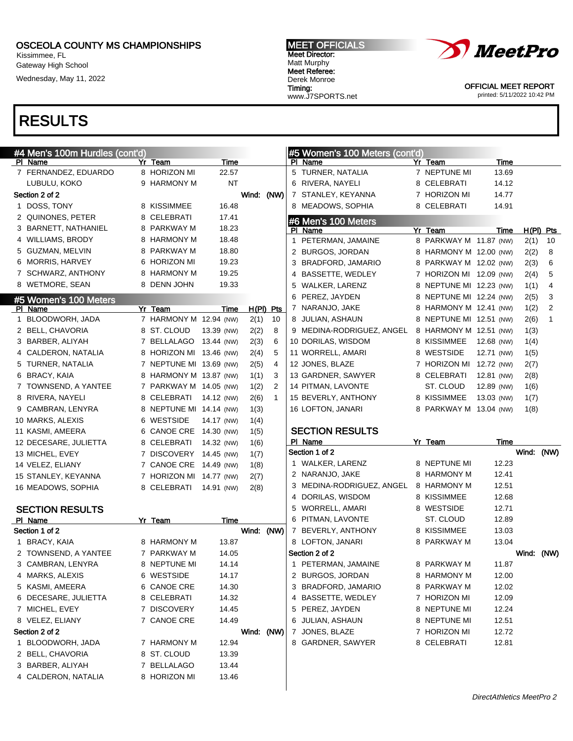OSCEOLA COUNTY MS CHAMPIONSHIPS
Kissimmee, FL
Gateway High School
Wednesday, May 11, 2022

**MEET OFFICIALS**
**Meet Director:**
Matt Murphy
**Meet Referee:**
Derek Monroe
**Timing:**
www.J7SPORTS.net

OFFICIAL MEET REPORT
printed: 5/11/2022 10:42 PM

# RESULTS

## #4 Men's 100m Hurdles (cont'd)

| Pl | Name | Yr | Team | Time |
|---|---|---|---|---|
| 7 | FERNANDEZ, EDUARDO | 8 | HORIZON MI | 22.57 |
| | LUBULU, KOKO | 9 | HARMONY M | NT |

**Section 2 of 2** Wind: (NW)

| Pl | Name | Yr | Team | Time |
|---|---|---|---|---|
| 1 | DOSS, TONY | 8 | KISSIMMEE | 16.48 |
| 2 | QUINONES, PETER | 8 | CELEBRATI | 17.41 |
| 3 | BARNETT, NATHANIEL | 8 | PARKWAY M | 18.23 |
| 4 | WILLIAMS, BRODY | 8 | HARMONY M | 18.48 |
| 5 | GUZMAN, MELVIN | 8 | PARKWAY M | 18.80 |
| 6 | MORRIS, HARVEY | 6 | HORIZON MI | 19.23 |
| 7 | SCHWARZ, ANTHONY | 8 | HARMONY M | 19.25 |
| 8 | WETMORE, SEAN | 8 | DENN JOHN | 19.33 |

## #5 Women's 100 Meters

| Pl | Name | Yr | Team | Time | H(Pl) | Pts |
|---|---|---|---|---|---|---|
| 1 | BLOODWORH, JADA | 7 | HARMONY M | 12.94 (NW) | 2(1) | 10 |
| 2 | BELL, CHAVORIA | 8 | ST. CLOUD | 13.39 (NW) | 2(2) | 8 |
| 3 | BARBER, ALIYAH | 7 | BELLALAGO | 13.44 (NW) | 2(3) | 6 |
| 4 | CALDERON, NATALIA | 8 | HORIZON MI | 13.46 (NW) | 2(4) | 5 |
| 5 | TURNER, NATALIA | 7 | NEPTUNE MI | 13.69 (NW) | 2(5) | 4 |
| 6 | BRACY, KAIA | 8 | HARMONY M | 13.87 (NW) | 1(1) | 3 |
| 7 | TOWNSEND, A YANTEE | 7 | PARKWAY M | 14.05 (NW) | 1(2) | 2 |
| 8 | RIVERA, NAYELI | 8 | CELEBRATI | 14.12 (NW) | 2(6) | 1 |
| 9 | CAMBRAN, LENYRA | 8 | NEPTUNE MI | 14.14 (NW) | 1(3) | |
| 10 | MARKS, ALEXIS | 6 | WESTSIDE | 14.17 (NW) | 1(4) | |
| 11 | KASMI, AMEERA | 6 | CANOE CRE | 14.30 (NW) | 1(5) | |
| 12 | DECESARE, JULIETTA | 8 | CELEBRATI | 14.32 (NW) | 1(6) | |
| 13 | MICHEL, EVEY | 7 | DISCOVERY | 14.45 (NW) | 1(7) | |
| 14 | VELEZ, ELIANY | 7 | CANOE CRE | 14.49 (NW) | 1(8) | |
| 15 | STANLEY, KEYANNA | 7 | HORIZON MI | 14.77 (NW) | 2(7) | |
| 16 | MEADOWS, SOPHIA | 8 | CELEBRATI | 14.91 (NW) | 2(8) | |

### SECTION RESULTS

**Section 1 of 2** Wind: (NW)

| Pl | Name | Yr | Team | Time |
|---|---|---|---|---|
| 1 | BRACY, KAIA | 8 | HARMONY M | 13.87 |
| 2 | TOWNSEND, A YANTEE | 7 | PARKWAY M | 14.05 |
| 3 | CAMBRAN, LENYRA | 8 | NEPTUNE MI | 14.14 |
| 4 | MARKS, ALEXIS | 6 | WESTSIDE | 14.17 |
| 5 | KASMI, AMEERA | 6 | CANOE CRE | 14.30 |
| 6 | DECESARE, JULIETTA | 8 | CELEBRATI | 14.32 |
| 7 | MICHEL, EVEY | 7 | DISCOVERY | 14.45 |
| 8 | VELEZ, ELIANY | 7 | CANOE CRE | 14.49 |

**Section 2 of 2** Wind: (NW)

| Pl | Name | Yr | Team | Time |
|---|---|---|---|---|
| 1 | BLOODWORH, JADA | 7 | HARMONY M | 12.94 |
| 2 | BELL, CHAVORIA | 8 | ST. CLOUD | 13.39 |
| 3 | BARBER, ALIYAH | 7 | BELLALAGO | 13.44 |
| 4 | CALDERON, NATALIA | 8 | HORIZON MI | 13.46 |

## #5 Women's 100 Meters (cont'd)

| Pl | Name | Yr | Team | Time |
|---|---|---|---|---|
| 5 | TURNER, NATALIA | 7 | NEPTUNE MI | 13.69 |
| 6 | RIVERA, NAYELI | 8 | CELEBRATI | 14.12 |
| 7 | STANLEY, KEYANNA | 7 | HORIZON MI | 14.77 |
| 8 | MEADOWS, SOPHIA | 8 | CELEBRATI | 14.91 |

## #6 Men's 100 Meters

| Pl | Name | Yr | Team | Time | H(Pl) | Pts |
|---|---|---|---|---|---|---|
| 1 | PETERMAN, JAMAINE | 8 | PARKWAY M | 11.87 (NW) | 2(1) | 10 |
| 2 | BURGOS, JORDAN | 8 | HARMONY M | 12.00 (NW) | 2(2) | 8 |
| 3 | BRADFORD, JAMARIO | 8 | PARKWAY M | 12.02 (NW) | 2(3) | 6 |
| 4 | BASSETTE, WEDLEY | 7 | HORIZON MI | 12.09 (NW) | 2(4) | 5 |
| 5 | WALKER, LARENZ | 8 | NEPTUNE MI | 12.23 (NW) | 1(1) | 4 |
| 6 | PEREZ, JAYDEN | 8 | NEPTUNE MI | 12.24 (NW) | 2(5) | 3 |
| 7 | NARANJO, JAKE | 8 | HARMONY M | 12.41 (NW) | 1(2) | 2 |
| 8 | JULIAN, ASHAUN | 8 | NEPTUNE MI | 12.51 (NW) | 2(6) | 1 |
| 9 | MEDINA-RODRIGUEZ, ANGEL | 8 | HARMONY M | 12.51 (NW) | 1(3) | |
| 10 | DORILAS, WISDOM | 8 | KISSIMMEE | 12.68 (NW) | 1(4) | |
| 11 | WORRELL, AMARI | 8 | WESTSIDE | 12.71 (NW) | 1(5) | |
| 12 | JONES, BLAZE | 7 | HORIZON MI | 12.72 (NW) | 2(7) | |
| 13 | GARDNER, SAWYER | 8 | CELEBRATI | 12.81 (NW) | 2(8) | |
| 14 | PITMAN, LAVONTE | | ST. CLOUD | 12.89 (NW) | 1(6) | |
| 15 | BEVERLY, ANTHONY | 8 | KISSIMMEE | 13.03 (NW) | 1(7) | |
| 16 | LOFTON, JANARI | 8 | PARKWAY M | 13.04 (NW) | 1(8) | |

### SECTION RESULTS

**Section 1 of 2** Wind: (NW)

| Pl | Name | Yr | Team | Time |
|---|---|---|---|---|
| 1 | WALKER, LARENZ | 8 | NEPTUNE MI | 12.23 |
| 2 | NARANJO, JAKE | 8 | HARMONY M | 12.41 |
| 3 | MEDINA-RODRIGUEZ, ANGEL | 8 | HARMONY M | 12.51 |
| 4 | DORILAS, WISDOM | 8 | KISSIMMEE | 12.68 |
| 5 | WORRELL, AMARI | 8 | WESTSIDE | 12.71 |
| 6 | PITMAN, LAVONTE | | ST. CLOUD | 12.89 |
| 7 | BEVERLY, ANTHONY | 8 | KISSIMMEE | 13.03 |
| 8 | LOFTON, JANARI | 8 | PARKWAY M | 13.04 |

**Section 2 of 2** Wind: (NW)

| Pl | Name | Yr | Team | Time |
|---|---|---|---|---|
| 1 | PETERMAN, JAMAINE | 8 | PARKWAY M | 11.87 |
| 2 | BURGOS, JORDAN | 8 | HARMONY M | 12.00 |
| 3 | BRADFORD, JAMARIO | 8 | PARKWAY M | 12.02 |
| 4 | BASSETTE, WEDLEY | 7 | HORIZON MI | 12.09 |
| 5 | PEREZ, JAYDEN | 8 | NEPTUNE MI | 12.24 |
| 6 | JULIAN, ASHAUN | 8 | NEPTUNE MI | 12.51 |
| 7 | JONES, BLAZE | 7 | HORIZON MI | 12.72 |
| 8 | GARDNER, SAWYER | 8 | CELEBRATI | 12.81 |

*DirectAthletics MeetPro 2*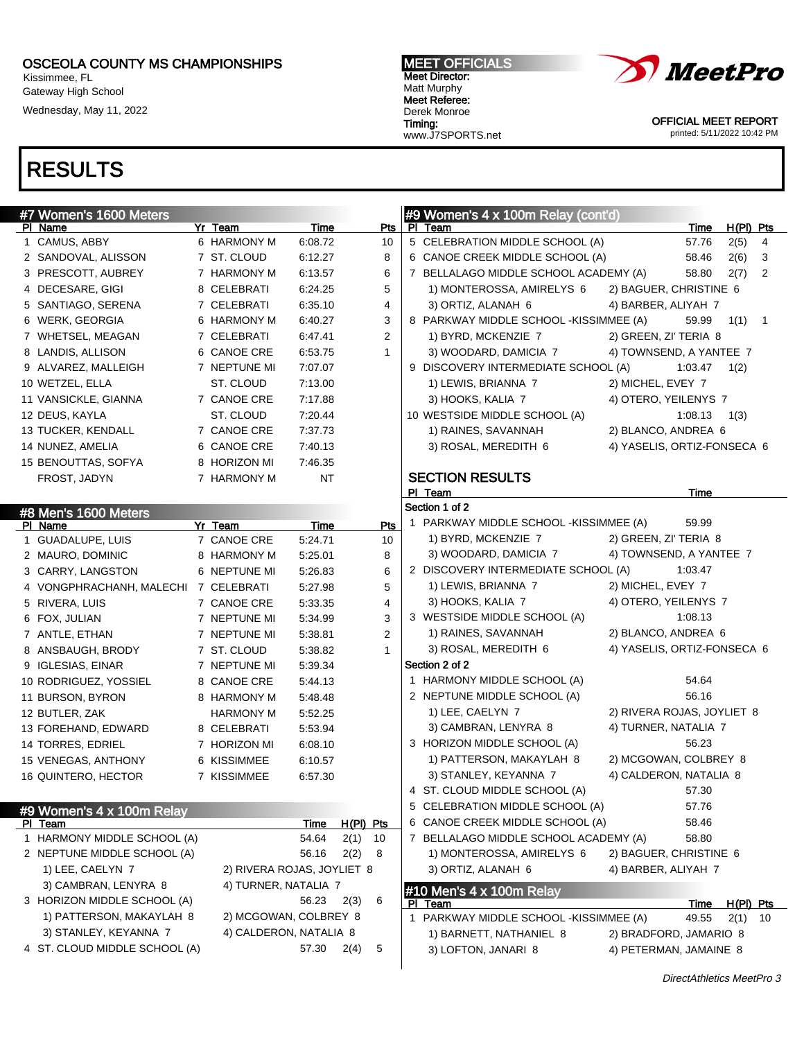# OSCEOLA COUNTY MS CHAMPIONSHIPS

Kissimmee, FL
Gateway High School
Wednesday, May 11, 2022

**MEET OFFICIALS**
Meet Director:
Matt Murphy
Meet Referee:
Derek Monroe
Timing:
www.J7SPORTS.net

OFFICIAL MEET REPORT
printed: 5/11/2022 10:42 PM

# RESULTS

## #7 Women's 1600 Meters

| Pl | Name | Yr | Team | Time | Pts |
|---|---|---|---|---|---|
| 1 | CAMUS, ABBY | 6 | HARMONY M | 6:08.72 | 10 |
| 2 | SANDOVAL, ALISSON | 7 | ST. CLOUD | 6:12.27 | 8 |
| 3 | PRESCOTT, AUBREY | 7 | HARMONY M | 6:13.57 | 6 |
| 4 | DECESARE, GIGI | 8 | CELEBRATI | 6:24.25 | 5 |
| 5 | SANTIAGO, SERENA | 7 | CELEBRATI | 6:35.10 | 4 |
| 6 | WERK, GEORGIA | 6 | HARMONY M | 6:40.27 | 3 |
| 7 | WHETSEL, MEAGAN | 7 | CELEBRATI | 6:47.41 | 2 |
| 8 | LANDIS, ALLISON | 6 | CANOE CRE | 6:53.75 | 1 |
| 9 | ALVAREZ, MALLEIGH | 7 | NEPTUNE MI | 7:07.07 | |
| 10 | WETZEL, ELLA | | ST. CLOUD | 7:13.00 | |
| 11 | VANSICKLE, GIANNA | 7 | CANOE CRE | 7:17.88 | |
| 12 | DEUS, KAYLA | | ST. CLOUD | 7:20.44 | |
| 13 | TUCKER, KENDALL | 7 | CANOE CRE | 7:37.73 | |
| 14 | NUNEZ, AMELIA | 6 | CANOE CRE | 7:40.13 | |
| 15 | BENOUTTAS, SOFYA | 8 | HORIZON MI | 7:46.35 | |
| | FROST, JADYN | 7 | HARMONY M | NT | |

## #8 Men's 1600 Meters

| Pl | Name | Yr | Team | Time | Pts |
|---|---|---|---|---|---|
| 1 | GUADALUPE, LUIS | 7 | CANOE CRE | 5:24.71 | 10 |
| 2 | MAURO, DOMINIC | 8 | HARMONY M | 5:25.01 | 8 |
| 3 | CARRY, LANGSTON | 6 | NEPTUNE MI | 5:26.83 | 6 |
| 4 | VONGPHRACHANH, MALECHI | 7 | CELEBRATI | 5:27.98 | 5 |
| 5 | RIVERA, LUIS | 7 | CANOE CRE | 5:33.35 | 4 |
| 6 | FOX, JULIAN | 7 | NEPTUNE MI | 5:34.99 | 3 |
| 7 | ANTLE, ETHAN | 7 | NEPTUNE MI | 5:38.81 | 2 |
| 8 | ANSBAUGH, BRODY | 7 | ST. CLOUD | 5:38.82 | 1 |
| 9 | IGLESIAS, EINAR | 7 | NEPTUNE MI | 5:39.34 | |
| 10 | RODRIGUEZ, YOSSIEL | 8 | CANOE CRE | 5:44.13 | |
| 11 | BURSON, BYRON | 8 | HARMONY M | 5:48.48 | |
| 12 | BUTLER, ZAK | | HARMONY M | 5:52.25 | |
| 13 | FOREHAND, EDWARD | 8 | CELEBRATI | 5:53.94 | |
| 14 | TORRES, EDRIEL | 7 | HORIZON MI | 6:08.10 | |
| 15 | VENEGAS, ANTHONY | 6 | KISSIMMEE | 6:10.57 | |
| 16 | QUINTERO, HECTOR | 7 | KISSIMMEE | 6:57.30 | |

## #9 Women's 4 x 100m Relay

| Pl | Team | Time | H(Pl) | Pts |
|---|---|---|---|---|
| 1 | HARMONY MIDDLE SCHOOL (A) | 54.64 | 2(1) | 10 |
| 2 | NEPTUNE MIDDLE SCHOOL (A) | 56.16 | 2(2) | 8 |
| | 1) LEE, CAELYN 7 / 2) RIVERA ROJAS, JOYLIET 8 / 3) CAMBRAN, LENYRA 8 / 4) TURNER, NATALIA 7 | | | |
| 3 | HORIZON MIDDLE SCHOOL (A) | 56.23 | 2(3) | 6 |
| | 1) PATTERSON, MAKAYLAH 8 / 2) MCGOWAN, COLBREY 8 / 3) STANLEY, KEYANNA 7 / 4) CALDERON, NATALIA 8 | | | |
| 4 | ST. CLOUD MIDDLE SCHOOL (A) | 57.30 | 2(4) | 5 |
| 5 | CELEBRATION MIDDLE SCHOOL (A) | 57.76 | 2(5) | 4 |
| 6 | CANOE CREEK MIDDLE SCHOOL (A) | 58.46 | 2(6) | 3 |
| 7 | BELLALAGO MIDDLE SCHOOL ACADEMY (A) | 58.80 | 2(7) | 2 |
| | 1) MONTEROSSA, AMIRELYS 6 / 2) BAGUER, CHRISTINE 6 / 3) ORTIZ, ALANAH 6 / 4) BARBER, ALIYAH 7 | | | |
| 8 | PARKWAY MIDDLE SCHOOL -KISSIMMEE (A) | 59.99 | 1(1) | 1 |
| | 1) BYRD, MCKENZIE 7 / 2) GREEN, ZI' TERIA 8 / 3) WOODARD, DAMICIA 7 / 4) TOWNSEND, A YANTEE 7 | | | |
| 9 | DISCOVERY INTERMEDIATE SCHOOL (A) | 1:03.47 | 1(2) | |
| | 1) LEWIS, BRIANNA 7 / 2) MICHEL, EVEY 7 / 3) HOOKS, KALIA 7 / 4) OTERO, YEILENYS 7 | | | |
| 10 | WESTSIDE MIDDLE SCHOOL (A) | 1:08.13 | 1(3) | |
| | 1) RAINES, SAVANNAH / 2) BLANCO, ANDREA 6 / 3) ROSAL, MEREDITH 6 / 4) YASELIS, ORTIZ-FONSECA 6 | | | |

### SECTION RESULTS

| Pl | Team | Time |
|---|---|---|
| **Section 1 of 2** | | |
| 1 | PARKWAY MIDDLE SCHOOL -KISSIMMEE (A) | 59.99 |
| | 1) BYRD, MCKENZIE 7 / 2) GREEN, ZI' TERIA 8 / 3) WOODARD, DAMICIA 7 / 4) TOWNSEND, A YANTEE 7 | |
| 2 | DISCOVERY INTERMEDIATE SCHOOL (A) | 1:03.47 |
| | 1) LEWIS, BRIANNA 7 / 2) MICHEL, EVEY 7 / 3) HOOKS, KALIA 7 / 4) OTERO, YEILENYS 7 | |
| 3 | WESTSIDE MIDDLE SCHOOL (A) | 1:08.13 |
| | 1) RAINES, SAVANNAH / 2) BLANCO, ANDREA 6 / 3) ROSAL, MEREDITH 6 / 4) YASELIS, ORTIZ-FONSECA 6 | |
| **Section 2 of 2** | | |
| 1 | HARMONY MIDDLE SCHOOL (A) | 54.64 |
| 2 | NEPTUNE MIDDLE SCHOOL (A) | 56.16 |
| | 1) LEE, CAELYN 7 / 2) RIVERA ROJAS, JOYLIET 8 / 3) CAMBRAN, LENYRA 8 / 4) TURNER, NATALIA 7 | |
| 3 | HORIZON MIDDLE SCHOOL (A) | 56.23 |
| | 1) PATTERSON, MAKAYLAH 8 / 2) MCGOWAN, COLBREY 8 / 3) STANLEY, KEYANNA 7 / 4) CALDERON, NATALIA 8 | |
| 4 | ST. CLOUD MIDDLE SCHOOL (A) | 57.30 |
| 5 | CELEBRATION MIDDLE SCHOOL (A) | 57.76 |
| 6 | CANOE CREEK MIDDLE SCHOOL (A) | 58.46 |
| 7 | BELLALAGO MIDDLE SCHOOL ACADEMY (A) | 58.80 |
| | 1) MONTEROSSA, AMIRELYS 6 / 2) BAGUER, CHRISTINE 6 / 3) ORTIZ, ALANAH 6 / 4) BARBER, ALIYAH 7 | |

## #10 Men's 4 x 100m Relay

| Pl | Team | Time | H(Pl) | Pts |
|---|---|---|---|---|
| 1 | PARKWAY MIDDLE SCHOOL -KISSIMMEE (A) | 49.55 | 2(1) | 10 |
| | 1) BARNETT, NATHANIEL 8 / 2) BRADFORD, JAMARIO 8 / 3) LOFTON, JANARI 8 / 4) PETERMAN, JAMAINE 8 | | | |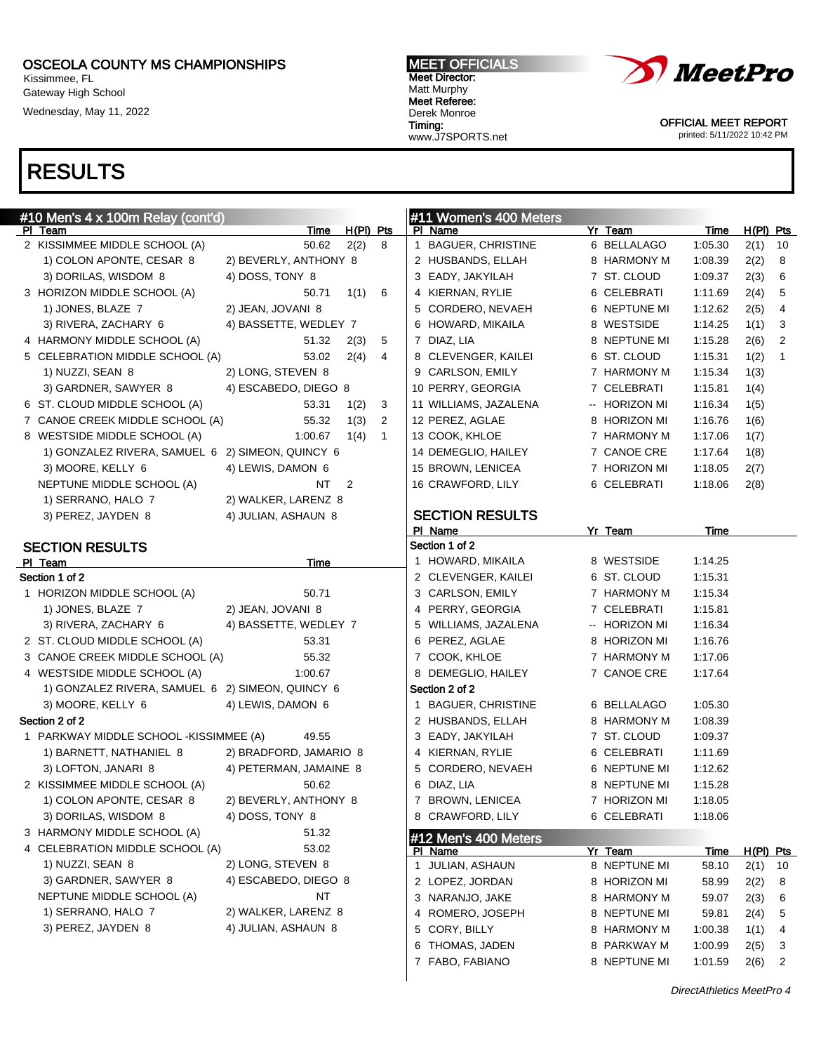OSCEOLA COUNTY MS CHAMPIONSHIPS
Kissimmee, FL
Gateway High School
Wednesday, May 11, 2022

MEET OFFICIALS
Meet Director:
Matt Murphy
Meet Referee:
Derek Monroe
Timing:
www.J7SPORTS.net

OFFICIAL MEET REPORT
printed: 5/11/2022 10:42 PM

# RESULTS

## #10 Men's 4 x 100m Relay (cont'd)

| Pl | Team | Time | H(Pl) | Pts |
|---|---|---|---|---|
| 2 | KISSIMMEE MIDDLE SCHOOL (A) | 50.62 | 2(2) | 8 |
| | 1) COLON APONTE, CESAR 8; 2) BEVERLY, ANTHONY 8; 3) DORILAS, WISDOM 8; 4) DOSS, TONY 8 | | | |
| 3 | HORIZON MIDDLE SCHOOL (A) | 50.71 | 1(1) | 6 |
| | 1) JONES, BLAZE 7; 2) JEAN, JOVANI 8; 3) RIVERA, ZACHARY 6; 4) BASSETTE, WEDLEY 7 | | | |
| 4 | HARMONY MIDDLE SCHOOL (A) | 51.32 | 2(3) | 5 |
| 5 | CELEBRATION MIDDLE SCHOOL (A) | 53.02 | 2(4) | 4 |
| | 1) NUZZI, SEAN 8; 2) LONG, STEVEN 8; 3) GARDNER, SAWYER 8; 4) ESCABEDO, DIEGO 8 | | | |
| 6 | ST. CLOUD MIDDLE SCHOOL (A) | 53.31 | 1(2) | 3 |
| 7 | CANOE CREEK MIDDLE SCHOOL (A) | 55.32 | 1(3) | 2 |
| 8 | WESTSIDE MIDDLE SCHOOL (A) | 1:00.67 | 1(4) | 1 |
| | 1) GONZALEZ RIVERA, SAMUEL 6; 2) SIMEON, QUINCY 6; 3) MOORE, KELLY 6; 4) LEWIS, DAMON 6 | | | |
| | NEPTUNE MIDDLE SCHOOL (A) | NT | 2 | |
| | 1) SERRANO, HALO 7; 2) WALKER, LARENZ 8; 3) PEREZ, JAYDEN 8; 4) JULIAN, ASHAUN 8 | | | |

### SECTION RESULTS

| Pl | Team | Time |
|---|---|---|
| **Section 1 of 2** | | |
| 1 | HORIZON MIDDLE SCHOOL (A) | 50.71 |
| | 1) JONES, BLAZE 7; 2) JEAN, JOVANI 8; 3) RIVERA, ZACHARY 6; 4) BASSETTE, WEDLEY 7 | |
| 2 | ST. CLOUD MIDDLE SCHOOL (A) | 53.31 |
| 3 | CANOE CREEK MIDDLE SCHOOL (A) | 55.32 |
| 4 | WESTSIDE MIDDLE SCHOOL (A) | 1:00.67 |
| | 1) GONZALEZ RIVERA, SAMUEL 6; 2) SIMEON, QUINCY 6; 3) MOORE, KELLY 6; 4) LEWIS, DAMON 6 | |
| **Section 2 of 2** | | |
| 1 | PARKWAY MIDDLE SCHOOL -KISSIMMEE (A) | 49.55 |
| | 1) BARNETT, NATHANIEL 8; 2) BRADFORD, JAMARIO 8; 3) LOFTON, JANARI 8; 4) PETERMAN, JAMAINE 8 | |
| 2 | KISSIMMEE MIDDLE SCHOOL (A) | 50.62 |
| | 1) COLON APONTE, CESAR 8; 2) BEVERLY, ANTHONY 8; 3) DORILAS, WISDOM 8; 4) DOSS, TONY 8 | |
| 3 | HARMONY MIDDLE SCHOOL (A) | 51.32 |
| 4 | CELEBRATION MIDDLE SCHOOL (A) | 53.02 |
| | 1) NUZZI, SEAN 8; 2) LONG, STEVEN 8; 3) GARDNER, SAWYER 8; 4) ESCABEDO, DIEGO 8 | |
| | NEPTUNE MIDDLE SCHOOL (A) | NT |
| | 1) SERRANO, HALO 7; 2) WALKER, LARENZ 8; 3) PEREZ, JAYDEN 8; 4) JULIAN, ASHAUN 8 | |

## #11 Women's 400 Meters

| Pl | Name | Yr | Team | Time | H(Pl) | Pts |
|---|---|---|---|---|---|---|
| 1 | BAGUER, CHRISTINE | 6 | BELLALAGO | 1:05.30 | 2(1) | 10 |
| 2 | HUSBANDS, ELLAH | 8 | HARMONY M | 1:08.39 | 2(2) | 8 |
| 3 | EADY, JAKYILAH | 7 | ST. CLOUD | 1:09.37 | 2(3) | 6 |
| 4 | KIERNAN, RYLIE | 6 | CELEBRATI | 1:11.69 | 2(4) | 5 |
| 5 | CORDERO, NEVAEH | 6 | NEPTUNE MI | 1:12.62 | 2(5) | 4 |
| 6 | HOWARD, MIKAILA | 8 | WESTSIDE | 1:14.25 | 1(1) | 3 |
| 7 | DIAZ, LIA | 8 | NEPTUNE MI | 1:15.28 | 2(6) | 2 |
| 8 | CLEVENGER, KAILEI | 6 | ST. CLOUD | 1:15.31 | 1(2) | 1 |
| 9 | CARLSON, EMILY | 7 | HARMONY M | 1:15.34 | 1(3) | |
| 10 | PERRY, GEORGIA | 7 | CELEBRATI | 1:15.81 | 1(4) | |
| 11 | WILLIAMS, JAZALENA | -- | HORIZON MI | 1:16.34 | 1(5) | |
| 12 | PEREZ, AGLAE | 8 | HORIZON MI | 1:16.76 | 1(6) | |
| 13 | COOK, KHLOE | 7 | HARMONY M | 1:17.06 | 1(7) | |
| 14 | DEMEGLIO, HAILEY | 7 | CANOE CRE | 1:17.64 | 1(8) | |
| 15 | BROWN, LENICEA | 7 | HORIZON MI | 1:18.05 | 2(7) | |
| 16 | CRAWFORD, LILY | 6 | CELEBRATI | 1:18.06 | 2(8) | |

### SECTION RESULTS

| Pl | Name | Yr | Team | Time |
|---|---|---|---|---|
| **Section 1 of 2** | | | | |
| 1 | HOWARD, MIKAILA | 8 | WESTSIDE | 1:14.25 |
| 2 | CLEVENGER, KAILEI | 6 | ST. CLOUD | 1:15.31 |
| 3 | CARLSON, EMILY | 7 | HARMONY M | 1:15.34 |
| 4 | PERRY, GEORGIA | 7 | CELEBRATI | 1:15.81 |
| 5 | WILLIAMS, JAZALENA | -- | HORIZON MI | 1:16.34 |
| 6 | PEREZ, AGLAE | 8 | HORIZON MI | 1:16.76 |
| 7 | COOK, KHLOE | 7 | HARMONY M | 1:17.06 |
| 8 | DEMEGLIO, HAILEY | 7 | CANOE CRE | 1:17.64 |
| **Section 2 of 2** | | | | |
| 1 | BAGUER, CHRISTINE | 6 | BELLALAGO | 1:05.30 |
| 2 | HUSBANDS, ELLAH | 8 | HARMONY M | 1:08.39 |
| 3 | EADY, JAKYILAH | 7 | ST. CLOUD | 1:09.37 |
| 4 | KIERNAN, RYLIE | 6 | CELEBRATI | 1:11.69 |
| 5 | CORDERO, NEVAEH | 6 | NEPTUNE MI | 1:12.62 |
| 6 | DIAZ, LIA | 8 | NEPTUNE MI | 1:15.28 |
| 7 | BROWN, LENICEA | 7 | HORIZON MI | 1:18.05 |
| 8 | CRAWFORD, LILY | 6 | CELEBRATI | 1:18.06 |

## #12 Men's 400 Meters

| Pl | Name | Yr | Team | Time | H(Pl) | Pts |
|---|---|---|---|---|---|---|
| 1 | JULIAN, ASHAUN | 8 | NEPTUNE MI | 58.10 | 2(1) | 10 |
| 2 | LOPEZ, JORDAN | 8 | HORIZON MI | 58.99 | 2(2) | 8 |
| 3 | NARANJO, JAKE | 8 | HARMONY M | 59.07 | 2(3) | 6 |
| 4 | ROMERO, JOSEPH | 8 | NEPTUNE MI | 59.81 | 2(4) | 5 |
| 5 | CORY, BILLY | 8 | HARMONY M | 1:00.38 | 1(1) | 4 |
| 6 | THOMAS, JADEN | 8 | PARKWAY M | 1:00.99 | 2(5) | 3 |
| 7 | FABO, FABIANO | 8 | NEPTUNE MI | 1:01.59 | 2(6) | 2 |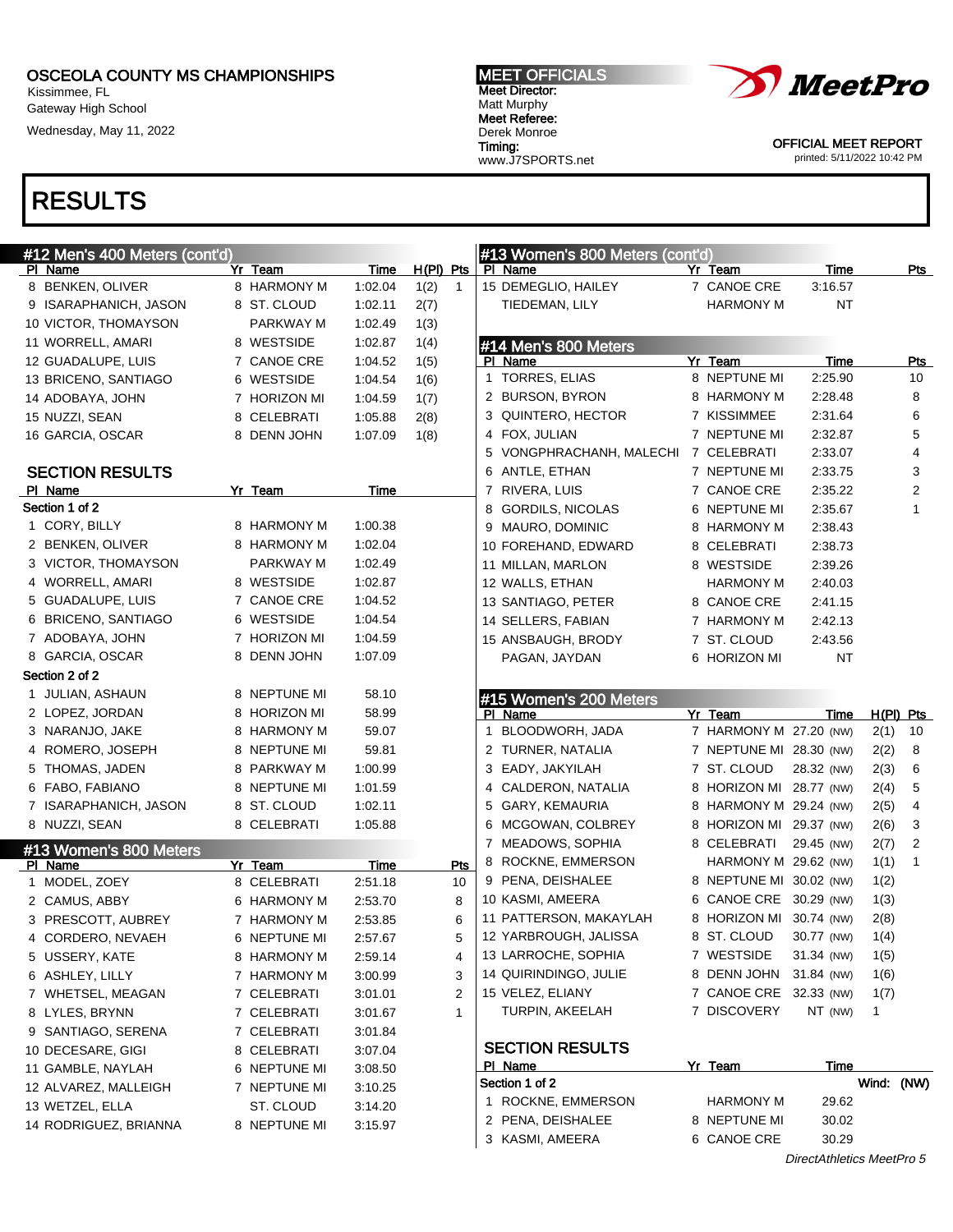OSCEOLA COUNTY MS CHAMPIONSHIPS
Kissimmee, FL
Gateway High School
Wednesday, May 11, 2022

MEET OFFICIALS
Meet Director:
Matt Murphy
Meet Referee:
Derek Monroe
Timing:
www.J7SPORTS.net

OFFICIAL MEET REPORT
printed: 5/11/2022 10:42 PM

# RESULTS

## #12 Men's 400 Meters (cont'd)

| Pl | Name | Yr | Team | Time | H(Pl) | Pts |
|---|---|---|---|---|---|---|
| 8 | BENKEN, OLIVER | 8 | HARMONY M | 1:02.04 | 1(2) | 1 |
| 9 | ISARAPHANICH, JASON | 8 | ST. CLOUD | 1:02.11 | 2(7) | |
| 10 | VICTOR, THOMAYSON | | PARKWAY M | 1:02.49 | 1(3) | |
| 11 | WORRELL, AMARI | 8 | WESTSIDE | 1:02.87 | 1(4) | |
| 12 | GUADALUPE, LUIS | 7 | CANOE CRE | 1:04.52 | 1(5) | |
| 13 | BRICENO, SANTIAGO | 6 | WESTSIDE | 1:04.54 | 1(6) | |
| 14 | ADOBAYA, JOHN | 7 | HORIZON MI | 1:04.59 | 1(7) | |
| 15 | NUZZI, SEAN | 8 | CELEBRATI | 1:05.88 | 2(8) | |
| 16 | GARCIA, OSCAR | 8 | DENN JOHN | 1:07.09 | 1(8) | |

### SECTION RESULTS

| Pl | Name | Yr | Team | Time |
|---|---|---|---|---|
| **Section 1 of 2** | | | | |
| 1 | CORY, BILLY | 8 | HARMONY M | 1:00.38 |
| 2 | BENKEN, OLIVER | 8 | HARMONY M | 1:02.04 |
| 3 | VICTOR, THOMAYSON | | PARKWAY M | 1:02.49 |
| 4 | WORRELL, AMARI | 8 | WESTSIDE | 1:02.87 |
| 5 | GUADALUPE, LUIS | 7 | CANOE CRE | 1:04.52 |
| 6 | BRICENO, SANTIAGO | 6 | WESTSIDE | 1:04.54 |
| 7 | ADOBAYA, JOHN | 7 | HORIZON MI | 1:04.59 |
| 8 | GARCIA, OSCAR | 8 | DENN JOHN | 1:07.09 |
| **Section 2 of 2** | | | | |
| 1 | JULIAN, ASHAUN | 8 | NEPTUNE MI | 58.10 |
| 2 | LOPEZ, JORDAN | 8 | HORIZON MI | 58.99 |
| 3 | NARANJO, JAKE | 8 | HARMONY M | 59.07 |
| 4 | ROMERO, JOSEPH | 8 | NEPTUNE MI | 59.81 |
| 5 | THOMAS, JADEN | 8 | PARKWAY M | 1:00.99 |
| 6 | FABO, FABIANO | 8 | NEPTUNE MI | 1:01.59 |
| 7 | ISARAPHANICH, JASON | 8 | ST. CLOUD | 1:02.11 |
| 8 | NUZZI, SEAN | 8 | CELEBRATI | 1:05.88 |

## #13 Women's 800 Meters

| Pl | Name | Yr | Team | Time | Pts |
|---|---|---|---|---|---|
| 1 | MODEL, ZOEY | 8 | CELEBRATI | 2:51.18 | 10 |
| 2 | CAMUS, ABBY | 6 | HARMONY M | 2:53.70 | 8 |
| 3 | PRESCOTT, AUBREY | 7 | HARMONY M | 2:53.85 | 6 |
| 4 | CORDERO, NEVAEH | 6 | NEPTUNE MI | 2:57.67 | 5 |
| 5 | USSERY, KATE | 8 | HARMONY M | 2:59.14 | 4 |
| 6 | ASHLEY, LILLY | 7 | HARMONY M | 3:00.99 | 3 |
| 7 | WHETSEL, MEAGAN | 7 | CELEBRATI | 3:01.01 | 2 |
| 8 | LYLES, BRYNN | 7 | CELEBRATI | 3:01.67 | 1 |
| 9 | SANTIAGO, SERENA | 7 | CELEBRATI | 3:01.84 | |
| 10 | DECESARE, GIGI | 8 | CELEBRATI | 3:07.04 | |
| 11 | GAMBLE, NAYLAH | 6 | NEPTUNE MI | 3:08.50 | |
| 12 | ALVAREZ, MALLEIGH | 7 | NEPTUNE MI | 3:10.25 | |
| 13 | WETZEL, ELLA | | ST. CLOUD | 3:14.20 | |
| 14 | RODRIGUEZ, BRIANNA | 8 | NEPTUNE MI | 3:15.97 | |
| 15 | DEMEGLIO, HAILEY | 7 | CANOE CRE | 3:16.57 | |
| | TIEDEMAN, LILY | | HARMONY M | NT | |

## #14 Men's 800 Meters

| Pl | Name | Yr | Team | Time | Pts |
|---|---|---|---|---|---|
| 1 | TORRES, ELIAS | 8 | NEPTUNE MI | 2:25.90 | 10 |
| 2 | BURSON, BYRON | 8 | HARMONY M | 2:28.48 | 8 |
| 3 | QUINTERO, HECTOR | 7 | KISSIMMEE | 2:31.64 | 6 |
| 4 | FOX, JULIAN | 7 | NEPTUNE MI | 2:32.87 | 5 |
| 5 | VONGPHRACHANH, MALECHI | 7 | CELEBRATI | 2:33.07 | 4 |
| 6 | ANTLE, ETHAN | 7 | NEPTUNE MI | 2:33.75 | 3 |
| 7 | RIVERA, LUIS | 7 | CANOE CRE | 2:35.22 | 2 |
| 8 | GORDILS, NICOLAS | 6 | NEPTUNE MI | 2:35.67 | 1 |
| 9 | MAURO, DOMINIC | 8 | HARMONY M | 2:38.43 | |
| 10 | FOREHAND, EDWARD | 8 | CELEBRATI | 2:38.73 | |
| 11 | MILLAN, MARLON | 8 | WESTSIDE | 2:39.26 | |
| 12 | WALLS, ETHAN | | HARMONY M | 2:40.03 | |
| 13 | SANTIAGO, PETER | 8 | CANOE CRE | 2:41.15 | |
| 14 | SELLERS, FABIAN | 7 | HARMONY M | 2:42.13 | |
| 15 | ANSBAUGH, BRODY | 7 | ST. CLOUD | 2:43.56 | |
| | PAGAN, JAYDAN | 6 | HORIZON MI | NT | |

## #15 Women's 200 Meters

| Pl | Name | Yr | Team | Time | H(Pl) | Pts |
|---|---|---|---|---|---|---|
| 1 | BLOODWORTH, JADA | 7 | HARMONY M | 27.20 (NW) | 2(1) | 10 |
| 2 | TURNER, NATALIA | 7 | NEPTUNE MI | 28.30 (NW) | 2(2) | 8 |
| 3 | EADY, JAKYILAH | 7 | ST. CLOUD | 28.32 (NW) | 2(3) | 6 |
| 4 | CALDERON, NATALIA | 8 | HORIZON MI | 28.77 (NW) | 2(4) | 5 |
| 5 | GARY, KEMAURIA | 8 | HARMONY M | 29.24 (NW) | 2(5) | 4 |
| 6 | MCGOWAN, COLBREY | 8 | HORIZON MI | 29.37 (NW) | 2(6) | 3 |
| 7 | MEADOWS, SOPHIA | 8 | CELEBRATI | 29.45 (NW) | 2(7) | 2 |
| 8 | ROCKNE, EMMERSON | | HARMONY M | 29.62 (NW) | 1(1) | 1 |
| 9 | PENA, DEISHALEE | 8 | NEPTUNE MI | 30.02 (NW) | 1(2) | |
| 10 | KASMI, AMEERA | 6 | CANOE CRE | 30.29 (NW) | 1(3) | |
| 11 | PATTERSON, MAKAYLAH | 8 | HORIZON MI | 30.74 (NW) | 2(8) | |
| 12 | YARBROUGH, JALISSA | 8 | ST. CLOUD | 30.77 (NW) | 1(4) | |
| 13 | LARROCHE, SOPHIA | 7 | WESTSIDE | 31.34 (NW) | 1(5) | |
| 14 | QUIRINDINGO, JULIE | 8 | DENN JOHN | 31.84 (NW) | 1(6) | |
| 15 | VELEZ, ELIANY | 7 | CANOE CRE | 32.33 (NW) | 1(7) | |
| | TURPIN, AKEELAH | 7 | DISCOVERY | NT (NW) | 1 | |

### SECTION RESULTS

| Pl | Name | Yr | Team | Time |
|---|---|---|---|---|
| **Section 1 of 2** | | | | Wind: (NW) |
| 1 | ROCKNE, EMMERSON | | HARMONY M | 29.62 |
| 2 | PENA, DEISHALEE | 8 | NEPTUNE MI | 30.02 |
| 3 | KASMI, AMEERA | 6 | CANOE CRE | 30.29 |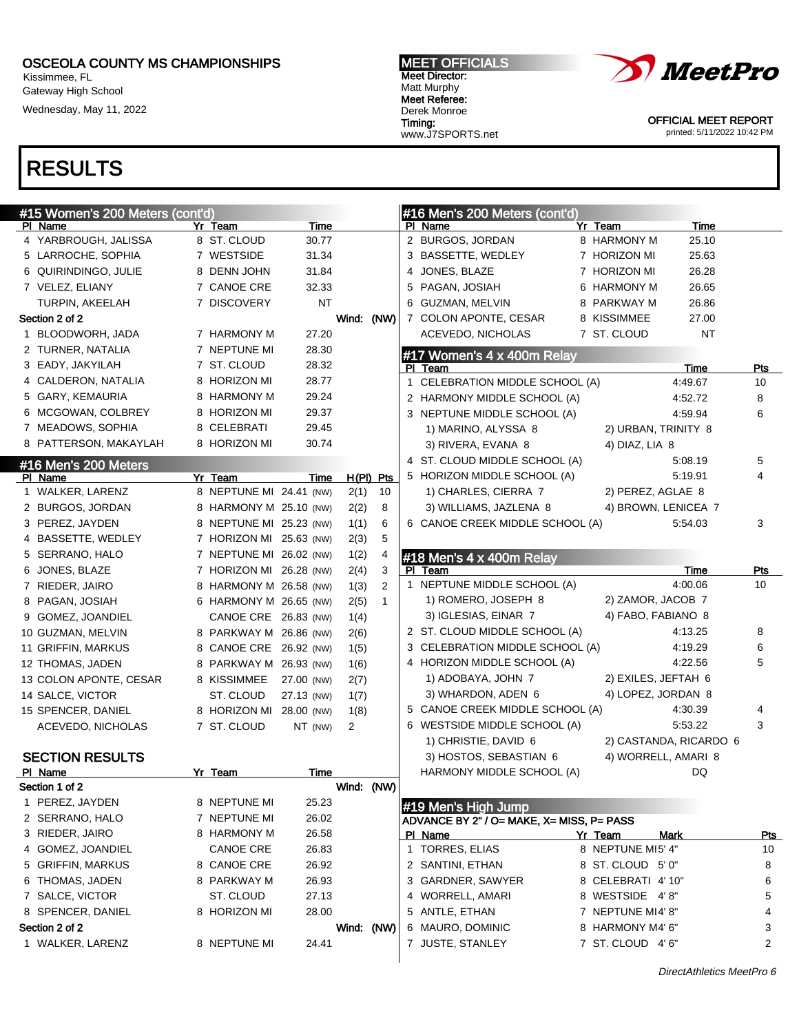# OSCEOLA COUNTY MS CHAMPIONSHIPS

Kissimmee, FL
Gateway High School
Wednesday, May 11, 2022

**MEET OFFICIALS**
**Meet Director:** Matt Murphy
**Meet Referee:** Derek Monroe
**Timing:** www.J7SPORTS.net

OFFICIAL MEET REPORT
printed: 5/11/2022 10:42 PM

## RESULTS

### #15 Women's 200 Meters (cont'd)

| Pl | Name | Yr | Team | Time |
|---|---|---|---|---|
| 4 | YARBROUGH, JALISSA | 8 | ST. CLOUD | 30.77 |
| 5 | LARROCHE, SOPHIA | 7 | WESTSIDE | 31.34 |
| 6 | QUIRINDINGO, JULIE | 8 | DENN JOHN | 31.84 |
| 7 | VELEZ, ELIANY | 7 | CANOE CRE | 32.33 |
| | TURPIN, AKEELAH | 7 | DISCOVERY | NT |
| **Section 2 of 2** | | | | **Wind: (NW)** |
| 1 | BLOODWORH, JADA | 7 | HARMONY M | 27.20 |
| 2 | TURNER, NATALIA | 7 | NEPTUNE MI | 28.30 |
| 3 | EADY, JAKYILAH | 7 | ST. CLOUD | 28.32 |
| 4 | CALDERON, NATALIA | 8 | HORIZON MI | 28.77 |
| 5 | GARY, KEMAURIA | 8 | HARMONY M | 29.24 |
| 6 | MCGOWAN, COLBREY | 8 | HORIZON MI | 29.37 |
| 7 | MEADOWS, SOPHIA | 8 | CELEBRATI | 29.45 |
| 8 | PATTERSON, MAKAYLAH | 8 | HORIZON MI | 30.74 |

### #16 Men's 200 Meters

| Pl | Name | Yr | Team | Time | | H(Pl) | Pts |
|---|---|---|---|---|---|---|---|
| 1 | WALKER, LARENZ | 8 | NEPTUNE MI | 24.41 | (NW) | 2(1) | 10 |
| 2 | BURGOS, JORDAN | 8 | HARMONY M | 25.10 | (NW) | 2(2) | 8 |
| 3 | PEREZ, JAYDEN | 8 | NEPTUNE MI | 25.23 | (NW) | 1(1) | 6 |
| 4 | BASSETTE, WEDLEY | 7 | HORIZON MI | 25.63 | (NW) | 2(3) | 5 |
| 5 | SERRANO, HALO | 7 | NEPTUNE MI | 26.02 | (NW) | 1(2) | 4 |
| 6 | JONES, BLAZE | 7 | HORIZON MI | 26.28 | (NW) | 2(4) | 3 |
| 7 | RIEDER, JAIRO | 8 | HARMONY M | 26.58 | (NW) | 1(3) | 2 |
| 8 | PAGAN, JOSIAH | 6 | HARMONY M | 26.65 | (NW) | 2(5) | 1 |
| 9 | GOMEZ, JOANDIEL | | CANOE CRE | 26.83 | (NW) | 1(4) | |
| 10 | GUZMAN, MELVIN | 8 | PARKWAY M | 26.86 | (NW) | 2(6) | |
| 11 | GRIFFIN, MARKUS | 8 | CANOE CRE | 26.92 | (NW) | 1(5) | |
| 12 | THOMAS, JADEN | 8 | PARKWAY M | 26.93 | (NW) | 1(6) | |
| 13 | COLON APONTE, CESAR | 8 | KISSIMMEE | 27.00 | (NW) | 2(7) | |
| 14 | SALCE, VICTOR | | ST. CLOUD | 27.13 | (NW) | 1(7) | |
| 15 | SPENCER, DANIEL | 8 | HORIZON MI | 28.00 | (NW) | 1(8) | |
| | ACEVEDO, NICHOLAS | 7 | ST. CLOUD | NT | (NW) | 2 | |

#### SECTION RESULTS

| Pl | Name | Yr | Team | Time |
|---|---|---|---|---|
| **Section 1 of 2** | | | | **Wind: (NW)** |
| 1 | PEREZ, JAYDEN | 8 | NEPTUNE MI | 25.23 |
| 2 | SERRANO, HALO | 7 | NEPTUNE MI | 26.02 |
| 3 | RIEDER, JAIRO | 8 | HARMONY M | 26.58 |
| 4 | GOMEZ, JOANDIEL | | CANOE CRE | 26.83 |
| 5 | GRIFFIN, MARKUS | 8 | CANOE CRE | 26.92 |
| 6 | THOMAS, JADEN | 8 | PARKWAY M | 26.93 |
| 7 | SALCE, VICTOR | | ST. CLOUD | 27.13 |
| 8 | SPENCER, DANIEL | 8 | HORIZON MI | 28.00 |
| **Section 2 of 2** | | | | **Wind: (NW)** |
| 1 | WALKER, LARENZ | 8 | NEPTUNE MI | 24.41 |
| 2 | BURGOS, JORDAN | 8 | HARMONY M | 25.10 |
| 3 | BASSETTE, WEDLEY | 7 | HORIZON MI | 25.63 |
| 4 | JONES, BLAZE | 7 | HORIZON MI | 26.28 |
| 5 | PAGAN, JOSIAH | 6 | HARMONY M | 26.65 |
| 6 | GUZMAN, MELVIN | 8 | PARKWAY M | 26.86 |
| 7 | COLON APONTE, CESAR | 8 | KISSIMMEE | 27.00 |
| | ACEVEDO, NICHOLAS | 7 | ST. CLOUD | NT |

### #17 Women's 4 x 400m Relay

| Pl | Team | Time | Pts |
|---|---|---|---|
| 1 | CELEBRATION MIDDLE SCHOOL (A) | 4:49.67 | 10 |
| 2 | HARMONY MIDDLE SCHOOL (A) | 4:52.72 | 8 |
| 3 | NEPTUNE MIDDLE SCHOOL (A) | 4:59.94 | 6 |
| | 1) MARINO, ALYSSA 8; 2) URBAN, TRINITY 8; 3) RIVERA, EVANA 8; 4) DIAZ, LIA 8 | | |
| 4 | ST. CLOUD MIDDLE SCHOOL (A) | 5:08.19 | 5 |
| 5 | HORIZON MIDDLE SCHOOL (A) | 5:19.91 | 4 |
| | 1) CHARLES, CIERRA 7; 2) PEREZ, AGLAE 8; 3) WILLIAMS, JAZLENA 8; 4) BROWN, LENICEA 7 | | |
| 6 | CANOE CREEK MIDDLE SCHOOL (A) | 5:54.03 | 3 |

### #18 Men's 4 x 400m Relay

| Pl | Team | Time | Pts |
|---|---|---|---|
| 1 | NEPTUNE MIDDLE SCHOOL (A) | 4:00.06 | 10 |
| | 1) ROMERO, JOSEPH 8; 2) ZAMOR, JACOB 7; 3) IGLESIAS, EINAR 7; 4) FABO, FABIANO 8 | | |
| 2 | ST. CLOUD MIDDLE SCHOOL (A) | 4:13.25 | 8 |
| 3 | CELEBRATION MIDDLE SCHOOL (A) | 4:19.29 | 6 |
| 4 | HORIZON MIDDLE SCHOOL (A) | 4:22.56 | 5 |
| | 1) ADOBAYA, JOHN 7; 2) EXILES, JEFTAH 6; 3) WHARDON, ADEN 6; 4) LOPEZ, JORDAN 8 | | |
| 5 | CANOE CREEK MIDDLE SCHOOL (A) | 4:30.39 | 4 |
| 6 | WESTSIDE MIDDLE SCHOOL (A) | 5:53.22 | 3 |
| | 1) CHRISTIE, DAVID 6; 2) CASTANDA, RICARDO 6; 3) HOSTOS, SEBASTIAN 6; 4) WORRELL, AMARI 8 | | |
| | HARMONY MIDDLE SCHOOL (A) | DQ | |

### #19 Men's High Jump

ADVANCE BY 2" / O= MAKE, X= MISS, P= PASS

| Pl | Name | Yr | Team | Mark | Pts |
|---|---|---|---|---|---|
| 1 | TORRES, ELIAS | 8 | NEPTUNE MI | 5' 4" | 10 |
| 2 | SANTINI, ETHAN | 8 | ST. CLOUD | 5' 0" | 8 |
| 3 | GARDNER, SAWYER | 8 | CELEBRATI | 4' 10" | 6 |
| 4 | WORRELL, AMARI | 8 | WESTSIDE | 4' 8" | 5 |
| 5 | ANTLE, ETHAN | 7 | NEPTUNE MI | 4' 8" | 4 |
| 6 | MAURO, DOMINIC | 8 | HARMONY M | 4' 6" | 3 |
| 7 | JUSTE, STANLEY | 7 | ST. CLOUD | 4' 6" | 2 |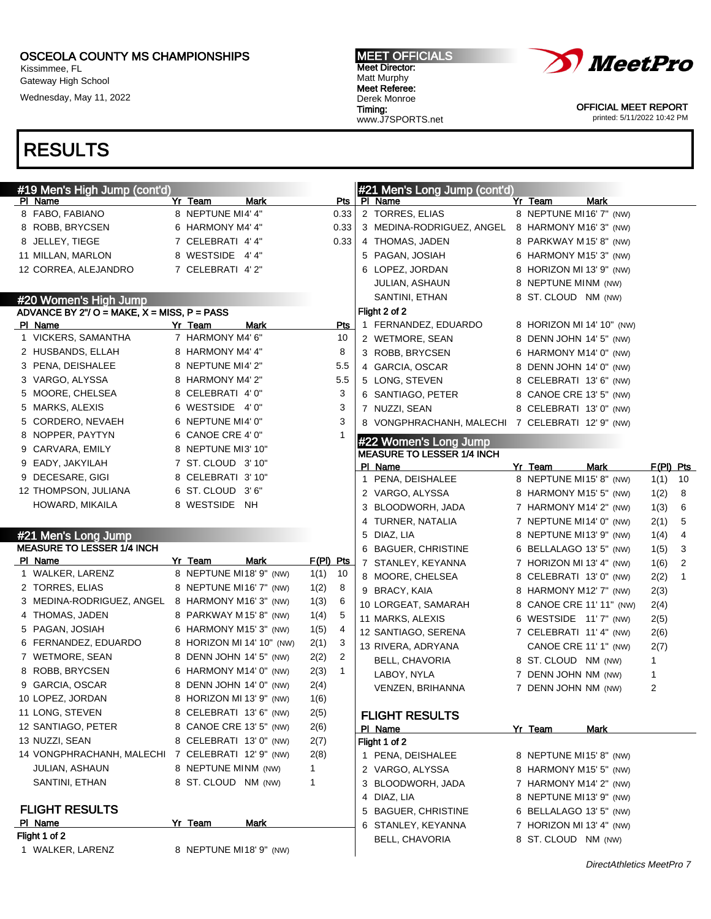OSCEOLA COUNTY MS CHAMPIONSHIPS
Kissimmee, FL
Gateway High School
Wednesday, May 11, 2022

MEET OFFICIALS
Meet Director:
Matt Murphy
Meet Referee:
Derek Monroe
Timing:
www.J7SPORTS.net

OFFICIAL MEET REPORT
printed: 5/11/2022 10:42 PM

# RESULTS

## #19 Men's High Jump (cont'd)

| Pl | Name | Yr | Team | Mark | Pts |
|---|---|---|---|---|---|
| 8 | FABO, FABIANO | 8 | NEPTUNE MI | 4' 4" | 0.33 |
| 8 | ROBB, BRYCSEN | 6 | HARMONY M | 4' 4" | 0.33 |
| 8 | JELLEY, TIEGE | 7 | CELEBRATI | 4' 4" | 0.33 |
| 11 | MILLAN, MARLON | 8 | WESTSIDE | 4' 4" | |
| 12 | CORREA, ALEJANDRO | 7 | CELEBRATI | 4' 2" | |

## #20 Women's High Jump

ADVANCE BY 2"/ O = MAKE, X = MISS, P = PASS

| Pl | Name | Yr | Team | Mark | Pts |
|---|---|---|---|---|---|
| 1 | VICKERS, SAMANTHA | 7 | HARMONY M | 4' 6" | 10 |
| 2 | HUSBANDS, ELLAH | 8 | HARMONY M | 4' 4" | 8 |
| 3 | PENA, DEISHALEE | 8 | NEPTUNE MI | 4' 2" | 5.5 |
| 3 | VARGO, ALYSSA | 8 | HARMONY M | 4' 2" | 5.5 |
| 5 | MOORE, CHELSEA | 8 | CELEBRATI | 4' 0" | 3 |
| 5 | MARKS, ALEXIS | 6 | WESTSIDE | 4' 0" | 3 |
| 5 | CORDERO, NEVAEH | 6 | NEPTUNE MI | 4' 0" | 3 |
| 8 | NOPPER, PAYTYN | 6 | CANOE CRE | 4' 0" | 1 |
| 9 | CARVARA, EMILY | 8 | NEPTUNE MI | 3' 10" | |
| 9 | EADY, JAKYILAH | 7 | ST. CLOUD | 3' 10" | |
| 9 | DECESARE, GIGI | 8 | CELEBRATI | 3' 10" | |
| 12 | THOMPSON, JULIANA | 6 | ST. CLOUD | 3' 6" | |
| | HOWARD, MIKAILA | 8 | WESTSIDE | NH | |

## #21 Men's Long Jump

MEASURE TO LESSER 1/4 INCH

| Pl | Name | Yr | Team | Mark | | F(Pl) | Pts |
|---|---|---|---|---|---|---|---|
| 1 | WALKER, LARENZ | 8 | NEPTUNE MI | 18' 9" | (NW) | 1(1) | 10 |
| 2 | TORRES, ELIAS | 8 | NEPTUNE MI | 16' 7" | (NW) | 1(2) | 8 |
| 3 | MEDINA-RODRIGUEZ, ANGEL | 8 | HARMONY M | 16' 3" | (NW) | 1(3) | 6 |
| 4 | THOMAS, JADEN | 8 | PARKWAY M | 15' 8" | (NW) | 1(4) | 5 |
| 5 | PAGAN, JOSIAH | 6 | HARMONY M | 15' 3" | (NW) | 1(5) | 4 |
| 6 | FERNANDEZ, EDUARDO | 8 | HORIZON MI | 14' 10" | (NW) | 2(1) | 3 |
| 7 | WETMORE, SEAN | 8 | DENN JOHN | 14' 5" | (NW) | 2(2) | 2 |
| 8 | ROBB, BRYCSEN | 6 | HARMONY M | 14' 0" | (NW) | 2(3) | 1 |
| 9 | GARCIA, OSCAR | 8 | DENN JOHN | 14' 0" | (NW) | 2(4) | |
| 10 | LOPEZ, JORDAN | 8 | HORIZON MI | 13' 9" | (NW) | 1(6) | |
| 11 | LONG, STEVEN | 8 | CELEBRATI | 13' 6" | (NW) | 2(5) | |
| 12 | SANTIAGO, PETER | 8 | CANOE CRE | 13' 5" | (NW) | 2(6) | |
| 13 | NUZZI, SEAN | 8 | CELEBRATI | 13' 0" | (NW) | 2(7) | |
| 14 | VONGPHRACHANH, MALECHI | 7 | CELEBRATI | 12' 9" | (NW) | 2(8) | |
| | JULIAN, ASHAUN | 8 | NEPTUNE MI | NM | (NW) | 1 | |
| | SANTINI, ETHAN | 8 | ST. CLOUD | NM | (NW) | 1 | |

### FLIGHT RESULTS

| Pl | Name | Yr | Team | Mark | |
|---|---|---|---|---|---|
| **Flight 1 of 2** | | | | | |
| 1 | WALKER, LARENZ | 8 | NEPTUNE MI | 18' 9" | (NW) |
| 2 | TORRES, ELIAS | 8 | NEPTUNE MI | 16' 7" | (NW) |
| 3 | MEDINA-RODRIGUEZ, ANGEL | 8 | HARMONY M | 16' 3" | (NW) |
| 4 | THOMAS, JADEN | 8 | PARKWAY M | 15' 8" | (NW) |
| 5 | PAGAN, JOSIAH | 6 | HARMONY M | 15' 3" | (NW) |
| 6 | LOPEZ, JORDAN | 8 | HORIZON MI | 13' 9" | (NW) |
| | JULIAN, ASHAUN | 8 | NEPTUNE MI | NM | (NW) |
| | SANTINI, ETHAN | 8 | ST. CLOUD | NM | (NW) |
| **Flight 2 of 2** | | | | | |
| 1 | FERNANDEZ, EDUARDO | 8 | HORIZON MI | 14' 10" | (NW) |
| 2 | WETMORE, SEAN | 8 | DENN JOHN | 14' 5" | (NW) |
| 3 | ROBB, BRYCSEN | 6 | HARMONY M | 14' 0" | (NW) |
| 4 | GARCIA, OSCAR | 8 | DENN JOHN | 14' 0" | (NW) |
| 5 | LONG, STEVEN | 8 | CELEBRATI | 13' 6" | (NW) |
| 6 | SANTIAGO, PETER | 8 | CANOE CRE | 13' 5" | (NW) |
| 7 | NUZZI, SEAN | 8 | CELEBRATI | 13' 0" | (NW) |
| 8 | VONGPHRACHANH, MALECHI | 7 | CELEBRATI | 12' 9" | (NW) |

## #22 Women's Long Jump

MEASURE TO LESSER 1/4 INCH

| Pl | Name | Yr | Team | Mark | | F(Pl) | Pts |
|---|---|---|---|---|---|---|---|
| 1 | PENA, DEISHALEE | 8 | NEPTUNE MI | 15' 8" | (NW) | 1(1) | 10 |
| 2 | VARGO, ALYSSA | 8 | HARMONY M | 15' 5" | (NW) | 1(2) | 8 |
| 3 | BLOODWORH, JADA | 7 | HARMONY M | 14' 2" | (NW) | 1(3) | 6 |
| 4 | TURNER, NATALIA | 7 | NEPTUNE MI | 14' 0" | (NW) | 2(1) | 5 |
| 5 | DIAZ, LIA | 8 | NEPTUNE MI | 13' 9" | (NW) | 1(4) | 4 |
| 6 | BAGUER, CHRISTINE | 6 | BELLALAGO | 13' 5" | (NW) | 1(5) | 3 |
| 7 | STANLEY, KEYANNA | 7 | HORIZON MI | 13' 4" | (NW) | 1(6) | 2 |
| 8 | MOORE, CHELSEA | 8 | CELEBRATI | 13' 0" | (NW) | 2(2) | 1 |
| 9 | BRACY, KAIA | 8 | HARMONY M | 12' 7" | (NW) | 2(3) | |
| 10 | LORGEAT, SAMARAH | 8 | CANOE CRE | 11' 11" | (NW) | 2(4) | |
| 11 | MARKS, ALEXIS | 6 | WESTSIDE | 11' 7" | (NW) | 2(5) | |
| 12 | SANTIAGO, SERENA | 7 | CELEBRATI | 11' 4" | (NW) | 2(6) | |
| 13 | RIVERA, ADRYANA | | CANOE CRE | 11' 1" | (NW) | 2(7) | |
| | BELL, CHAVORIA | 8 | ST. CLOUD | NM | (NW) | 1 | |
| | LABOY, NYLA | 7 | DENN JOHN | NM | (NW) | 1 | |
| | VENZEN, BRIHANNA | 7 | DENN JOHN | NM | (NW) | 2 | |

### FLIGHT RESULTS

| Pl | Name | Yr | Team | Mark | |
|---|---|---|---|---|---|
| **Flight 1 of 2** | | | | | |
| 1 | PENA, DEISHALEE | 8 | NEPTUNE MI | 15' 8" | (NW) |
| 2 | VARGO, ALYSSA | 8 | HARMONY M | 15' 5" | (NW) |
| 3 | BLOODWORH, JADA | 7 | HARMONY M | 14' 2" | (NW) |
| 4 | DIAZ, LIA | 8 | NEPTUNE MI | 13' 9" | (NW) |
| 5 | BAGUER, CHRISTINE | 6 | BELLALAGO | 13' 5" | (NW) |
| 6 | STANLEY, KEYANNA | 7 | HORIZON MI | 13' 4" | (NW) |
| | BELL, CHAVORIA | 8 | ST. CLOUD | NM | (NW) |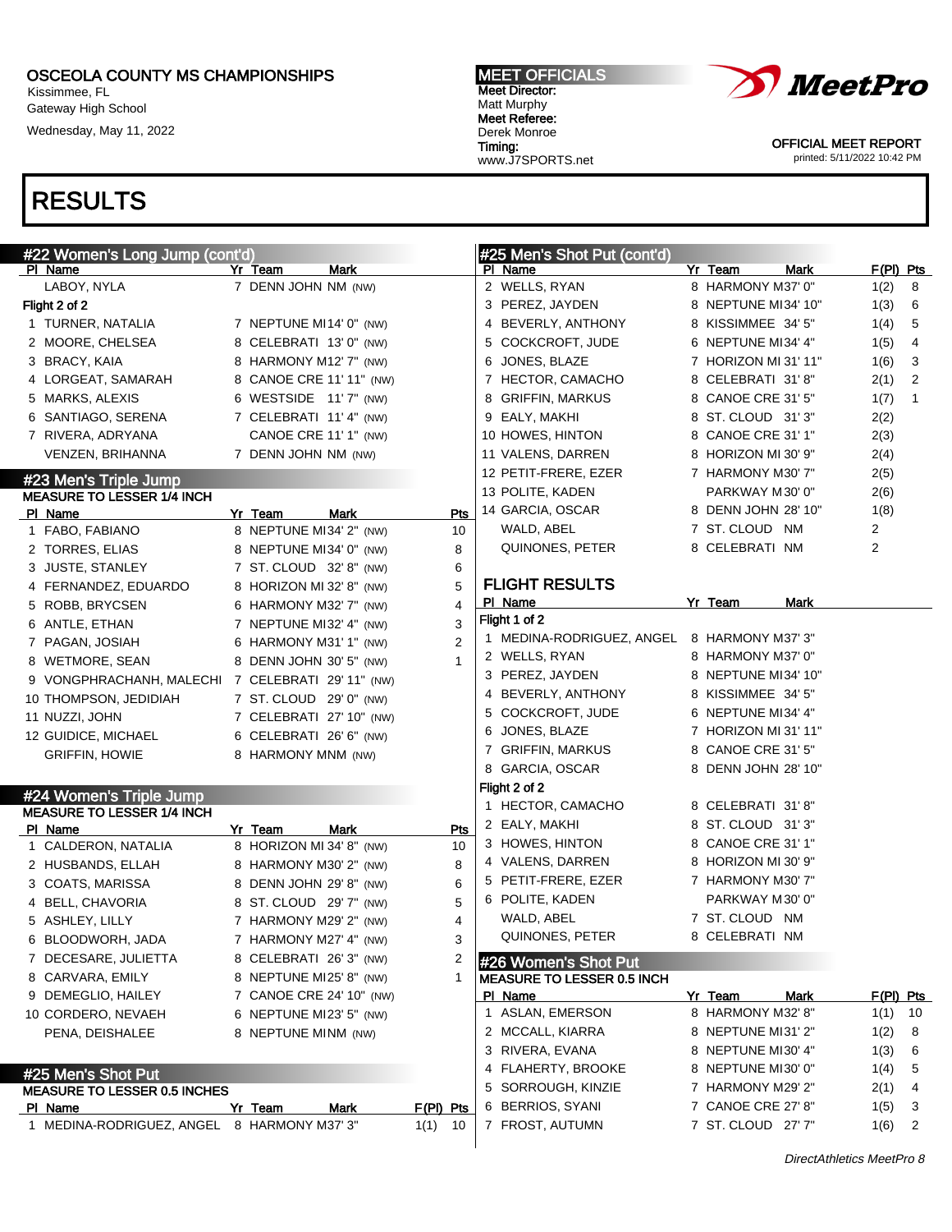OSCEOLA COUNTY MS CHAMPIONSHIPS
Kissimmee, FL
Gateway High School
Wednesday, May 11, 2022

MEET OFFICIALS
Meet Director:
Matt Murphy
Meet Referee:
Derek Monroe
Timing:
www.J7SPORTS.net

OFFICIAL MEET REPORT
printed: 5/11/2022 10:42 PM

# RESULTS

## #22 Women's Long Jump (cont'd)

| Pl | Name | Yr | Team | Mark | |
|---|---|---|---|---|---|
| | LABOY, NYLA | 7 | DENN JOHN | NM | (NW) |

Flight 2 of 2

| Pl | Name | Yr | Team | Mark | |
|---|---|---|---|---|---|
| 1 | TURNER, NATALIA | 7 | NEPTUNE MI | 14' 0" | (NW) |
| 2 | MOORE, CHELSEA | 8 | CELEBRATI | 13' 0" | (NW) |
| 3 | BRACY, KAIA | 8 | HARMONY M | 12' 7" | (NW) |
| 4 | LORGEAT, SAMARAH | 8 | CANOE CRE | 11' 11" | (NW) |
| 5 | MARKS, ALEXIS | 6 | WESTSIDE | 11' 7" | (NW) |
| 6 | SANTIAGO, SERENA | 7 | CELEBRATI | 11' 4" | (NW) |
| 7 | RIVERA, ADRYANA | | CANOE CRE | 11' 1" | (NW) |
| | VENZEN, BRIHANNA | 7 | DENN JOHN | NM | (NW) |

## #23 Men's Triple Jump

MEASURE TO LESSER 1/4 INCH

| Pl | Name | Yr | Team | Mark | | Pts |
|---|---|---|---|---|---|---|
| 1 | FABO, FABIANO | 8 | NEPTUNE MI | 34' 2" | (NW) | 10 |
| 2 | TORRES, ELIAS | 8 | NEPTUNE MI | 34' 0" | (NW) | 8 |
| 3 | JUSTE, STANLEY | 7 | ST. CLOUD | 32' 8" | (NW) | 6 |
| 4 | FERNANDEZ, EDUARDO | 8 | HORIZON MI | 32' 8" | (NW) | 5 |
| 5 | ROBB, BRYCSEN | 6 | HARMONY M | 32' 7" | (NW) | 4 |
| 6 | ANTLE, ETHAN | 7 | NEPTUNE MI | 32' 4" | (NW) | 3 |
| 7 | PAGAN, JOSIAH | 6 | HARMONY M | 31' 1" | (NW) | 2 |
| 8 | WETMORE, SEAN | 8 | DENN JOHN | 30' 5" | (NW) | 1 |
| 9 | VONGPHRACHANH, MALECHI | 7 | CELEBRATI | 29' 11" | (NW) | |
| 10 | THOMPSON, JEDIDIAH | 7 | ST. CLOUD | 29' 0" | (NW) | |
| 11 | NUZZI, JOHN | 7 | CELEBRATI | 27' 10" | (NW) | |
| 12 | GUIDICE, MICHAEL | 6 | CELEBRATI | 26' 6" | (NW) | |
| | GRIFFIN, HOWIE | 8 | HARMONY M | NM | (NW) | |

## #24 Women's Triple Jump

MEASURE TO LESSER 1/4 INCH

| Pl | Name | Yr | Team | Mark | | Pts |
|---|---|---|---|---|---|---|
| 1 | CALDERON, NATALIA | 8 | HORIZON MI | 34' 8" | (NW) | 10 |
| 2 | HUSBANDS, ELLAH | 8 | HARMONY M | 30' 2" | (NW) | 8 |
| 3 | COATS, MARISSA | 8 | DENN JOHN | 29' 8" | (NW) | 6 |
| 4 | BELL, CHAVORIA | 8 | ST. CLOUD | 29' 7" | (NW) | 5 |
| 5 | ASHLEY, LILLY | 7 | HARMONY M | 29' 2" | (NW) | 4 |
| 6 | BLOODWORH, JADA | 7 | HARMONY M | 27' 4" | (NW) | 3 |
| 7 | DECESARE, JULIETTA | 8 | CELEBRATI | 26' 3" | (NW) | 2 |
| 8 | CARVARA, EMILY | 8 | NEPTUNE MI | 25' 8" | (NW) | 1 |
| 9 | DEMEGLIO, HAILEY | 7 | CANOE CRE | 24' 10" | (NW) | |
| 10 | CORDERO, NEVAEH | 6 | NEPTUNE MI | 23' 5" | (NW) | |
| | PENA, DEISHALEE | 8 | NEPTUNE MI | NM | (NW) | |

## #25 Men's Shot Put

MEASURE TO LESSER 0.5 INCHES

| Pl | Name | Yr | Team | Mark | F(Pl) | Pts |
|---|---|---|---|---|---|---|
| 1 | MEDINA-RODRIGUEZ, ANGEL | 8 | HARMONY M | 37' 3" | 1(1) | 10 |
| 2 | WELLS, RYAN | 8 | HARMONY M | 37' 0" | 1(2) | 8 |
| 3 | PEREZ, JAYDEN | 8 | NEPTUNE MI | 34' 10" | 1(3) | 6 |
| 4 | BEVERLY, ANTHONY | 8 | KISSIMMEE | 34' 5" | 1(4) | 5 |
| 5 | COCKCROFT, JUDE | 6 | NEPTUNE MI | 34' 4" | 1(5) | 4 |
| 6 | JONES, BLAZE | 7 | HORIZON MI | 31' 11" | 1(6) | 3 |
| 7 | HECTOR, CAMACHO | 8 | CELEBRATI | 31' 8" | 2(1) | 2 |
| 8 | GRIFFIN, MARKUS | 8 | CANOE CRE | 31' 5" | 1(7) | 1 |
| 9 | EALY, MAKHI | 8 | ST. CLOUD | 31' 3" | 2(2) | |
| 10 | HOWES, HINTON | 8 | CANOE CRE | 31' 1" | 2(3) | |
| 11 | VALENS, DARREN | 8 | HORIZON MI | 30' 9" | 2(4) | |
| 12 | PETIT-FRERE, EZER | 7 | HARMONY M | 30' 7" | 2(5) | |
| 13 | POLITE, KADEN | | PARKWAY M | 30' 0" | 2(6) | |
| 14 | GARCIA, OSCAR | 8 | DENN JOHN | 28' 10" | 1(8) | |
| | WALD, ABEL | 7 | ST. CLOUD | NM | 2 | |
| | QUINONES, PETER | 8 | CELEBRATI | NM | 2 | |

### FLIGHT RESULTS

Flight 1 of 2

| Pl | Name | Yr | Team | Mark |
|---|---|---|---|---|
| 1 | MEDINA-RODRIGUEZ, ANGEL | 8 | HARMONY M | 37' 3" |
| 2 | WELLS, RYAN | 8 | HARMONY M | 37' 0" |
| 3 | PEREZ, JAYDEN | 8 | NEPTUNE MI | 34' 10" |
| 4 | BEVERLY, ANTHONY | 8 | KISSIMMEE | 34' 5" |
| 5 | COCKCROFT, JUDE | 6 | NEPTUNE MI | 34' 4" |
| 6 | JONES, BLAZE | 7 | HORIZON MI | 31' 11" |
| 7 | GRIFFIN, MARKUS | 8 | CANOE CRE | 31' 5" |
| 8 | GARCIA, OSCAR | 8 | DENN JOHN | 28' 10" |

Flight 2 of 2

| Pl | Name | Yr | Team | Mark |
|---|---|---|---|---|
| 1 | HECTOR, CAMACHO | 8 | CELEBRATI | 31' 8" |
| 2 | EALY, MAKHI | 8 | ST. CLOUD | 31' 3" |
| 3 | HOWES, HINTON | 8 | CANOE CRE | 31' 1" |
| 4 | VALENS, DARREN | 8 | HORIZON MI | 30' 9" |
| 5 | PETIT-FRERE, EZER | 7 | HARMONY M | 30' 7" |
| 6 | POLITE, KADEN | | PARKWAY M | 30' 0" |
| | WALD, ABEL | 7 | ST. CLOUD | NM |
| | QUINONES, PETER | 8 | CELEBRATI | NM |

## #26 Women's Shot Put

MEASURE TO LESSER 0.5 INCH

| Pl | Name | Yr | Team | Mark | F(Pl) | Pts |
|---|---|---|---|---|---|---|
| 1 | ASLAN, EMERSON | 8 | HARMONY M | 32' 8" | 1(1) | 10 |
| 2 | MCCALL, KIARRA | 8 | NEPTUNE MI | 31' 2" | 1(2) | 8 |
| 3 | RIVERA, EVANA | 8 | NEPTUNE MI | 30' 4" | 1(3) | 6 |
| 4 | FLAHERTY, BROOKE | 8 | NEPTUNE MI | 30' 0" | 1(4) | 5 |
| 5 | SORROUGH, KINZIE | 7 | HARMONY M | 29' 2" | 2(1) | 4 |
| 6 | BERRIOS, SYANI | 7 | CANOE CRE | 27' 8" | 1(5) | 3 |
| 7 | FROST, AUTUMN | 7 | ST. CLOUD | 27' 7" | 1(6) | 2 |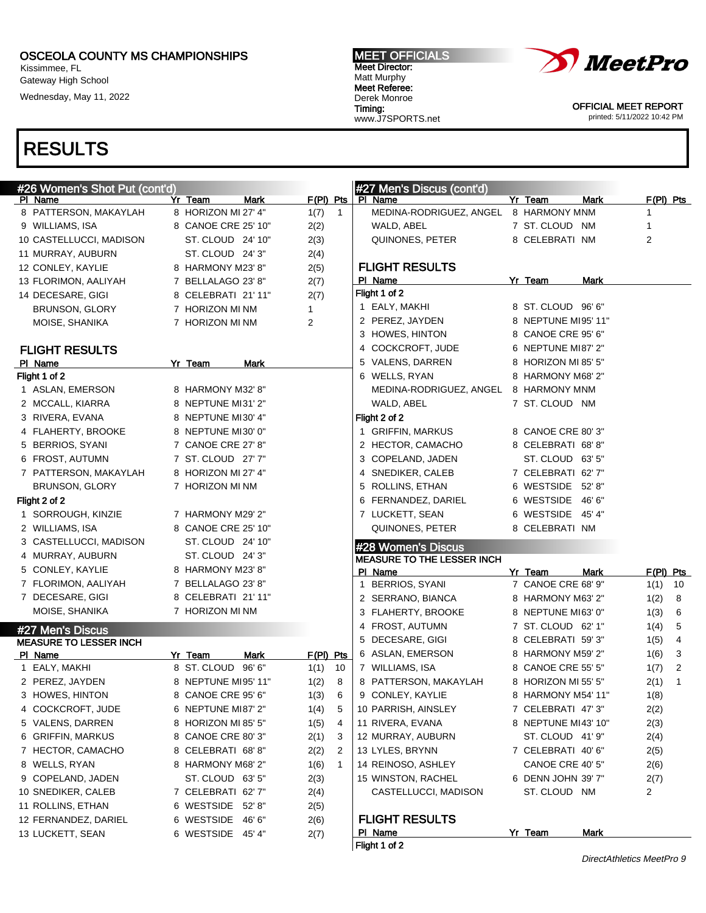OSCEOLA COUNTY MS CHAMPIONSHIPS
Kissimmee, FL
Gateway High School
Wednesday, May 11, 2022

MEET OFFICIALS
Meet Director: Matt Murphy
Meet Referee: Derek Monroe
Timing: www.J7SPORTS.net

OFFICIAL MEET REPORT
printed: 5/11/2022 10:42 PM

# RESULTS

## #26 Women's Shot Put (cont'd)

| Pl | Name | Yr | Team | Mark | F(Pl) | Pts |
|---|---|---|---|---|---|---|
| 8 | PATTERSON, MAKAYLAH | 8 | HORIZON MI | 27' 4" | 1(7) | 1 |
| 9 | WILLIAMS, ISA | 8 | CANOE CRE | 25' 10" | 2(2) | |
| 10 | CASTELLUCCI, MADISON | | ST. CLOUD | 24' 10" | 2(3) | |
| 11 | MURRAY, AUBURN | | ST. CLOUD | 24' 3" | 2(4) | |
| 12 | CONLEY, KAYLIE | 8 | HARMONY M | 23' 8" | 2(5) | |
| 13 | FLORIMON, AALIYAH | 7 | BELLALAGO | 23' 8" | 2(7) | |
| 14 | DECESARE, GIGI | 8 | CELEBRATI | 21' 11" | 2(7) | |
| | BRUNSON, GLORY | 7 | HORIZON MI | NM | 1 | |
| | MOISE, SHANIKA | 7 | HORIZON MI | NM | 2 | |

### FLIGHT RESULTS

| Pl | Name | Yr | Team | Mark |
|---|---|---|---|---|
| **Flight 1 of 2** | | | | |
| 1 | ASLAN, EMERSON | 8 | HARMONY M | 32' 8" |
| 2 | MCCALL, KIARRA | 8 | NEPTUNE MI | 31' 2" |
| 3 | RIVERA, EVANA | 8 | NEPTUNE MI | 30' 4" |
| 4 | FLAHERTY, BROOKE | 8 | NEPTUNE MI | 30' 0" |
| 5 | BERRIOS, SYANI | 7 | CANOE CRE | 27' 8" |
| 6 | FROST, AUTUMN | 7 | ST. CLOUD | 27' 7" |
| 7 | PATTERSON, MAKAYLAH | 8 | HORIZON MI | 27' 4" |
| | BRUNSON, GLORY | 7 | HORIZON MI | NM |
| **Flight 2 of 2** | | | | |
| 1 | SORROUGH, KINZIE | 7 | HARMONY M | 29' 2" |
| 2 | WILLIAMS, ISA | 8 | CANOE CRE | 25' 10" |
| 3 | CASTELLUCCI, MADISON | | ST. CLOUD | 24' 10" |
| 4 | MURRAY, AUBURN | | ST. CLOUD | 24' 3" |
| 5 | CONLEY, KAYLIE | 8 | HARMONY M | 23' 8" |
| 7 | FLORIMON, AALIYAH | 7 | BELLALAGO | 23' 8" |
| 7 | DECESARE, GIGI | 8 | CELEBRATI | 21' 11" |
| | MOISE, SHANIKA | 7 | HORIZON MI | NM |

## #27 Men's Discus

MEASURE TO LESSER INCH

| Pl | Name | Yr | Team | Mark | F(Pl) | Pts |
|---|---|---|---|---|---|---|
| 1 | EALY, MAKHI | 8 | ST. CLOUD | 96' 6" | 1(1) | 10 |
| 2 | PEREZ, JAYDEN | 8 | NEPTUNE MI | 95' 11" | 1(2) | 8 |
| 3 | HOWES, HINTON | 8 | CANOE CRE | 95' 6" | 1(3) | 6 |
| 4 | COCKCROFT, JUDE | 6 | NEPTUNE MI | 87' 2" | 1(4) | 5 |
| 5 | VALENS, DARREN | 8 | HORIZON MI | 85' 5" | 1(5) | 4 |
| 6 | GRIFFIN, MARKUS | 8 | CANOE CRE | 80' 3" | 2(1) | 3 |
| 7 | HECTOR, CAMACHO | 8 | CELEBRATI | 68' 8" | 2(2) | 2 |
| 8 | WELLS, RYAN | 8 | HARMONY M | 68' 2" | 1(6) | 1 |
| 9 | COPELAND, JADEN | | ST. CLOUD | 63' 5" | 2(3) | |
| 10 | SNEDIKER, CALEB | 7 | CELEBRATI | 62' 7" | 2(4) | |
| 11 | ROLLINS, ETHAN | 6 | WESTSIDE | 52' 8" | 2(5) | |
| 12 | FERNANDEZ, DARIEL | 6 | WESTSIDE | 46' 6" | 2(6) | |
| 13 | LUCKETT, SEAN | 6 | WESTSIDE | 45' 4" | 2(7) | |
| | MEDINA-RODRIGUEZ, ANGEL | 8 | HARMONY M | NM | 1 | |
| | WALD, ABEL | 7 | ST. CLOUD | NM | 1 | |
| | QUINONES, PETER | 8 | CELEBRATI | NM | 2 | |

### FLIGHT RESULTS

| Pl | Name | Yr | Team | Mark |
|---|---|---|---|---|
| **Flight 1 of 2** | | | | |
| 1 | EALY, MAKHI | 8 | ST. CLOUD | 96' 6" |
| 2 | PEREZ, JAYDEN | 8 | NEPTUNE MI | 95' 11" |
| 3 | HOWES, HINTON | 8 | CANOE CRE | 95' 6" |
| 4 | COCKCROFT, JUDE | 6 | NEPTUNE MI | 87' 2" |
| 5 | VALENS, DARREN | 8 | HORIZON MI | 85' 5" |
| 6 | WELLS, RYAN | 8 | HARMONY M | 68' 2" |
| | MEDINA-RODRIGUEZ, ANGEL | 8 | HARMONY M | NM |
| | WALD, ABEL | 7 | ST. CLOUD | NM |
| **Flight 2 of 2** | | | | |
| 1 | GRIFFIN, MARKUS | 8 | CANOE CRE | 80' 3" |
| 2 | HECTOR, CAMACHO | 8 | CELEBRATI | 68' 8" |
| 3 | COPELAND, JADEN | | ST. CLOUD | 63' 5" |
| 4 | SNEDIKER, CALEB | 7 | CELEBRATI | 62' 7" |
| 5 | ROLLINS, ETHAN | 6 | WESTSIDE | 52' 8" |
| 6 | FERNANDEZ, DARIEL | 6 | WESTSIDE | 46' 6" |
| 7 | LUCKETT, SEAN | 6 | WESTSIDE | 45' 4" |
| | QUINONES, PETER | 8 | CELEBRATI | NM |

## #28 Women's Discus

MEASURE TO THE LESSER INCH

| Pl | Name | Yr | Team | Mark | F(Pl) | Pts |
|---|---|---|---|---|---|---|
| 1 | BERRIOS, SYANI | 7 | CANOE CRE | 68' 9" | 1(1) | 10 |
| 2 | SERRANO, BIANCA | 8 | HARMONY M | 63' 2" | 1(2) | 8 |
| 3 | FLAHERTY, BROOKE | 8 | NEPTUNE MI | 63' 0" | 1(3) | 6 |
| 4 | FROST, AUTUMN | 7 | ST. CLOUD | 62' 1" | 1(4) | 5 |
| 5 | DECESARE, GIGI | 8 | CELEBRATI | 59' 3" | 1(5) | 4 |
| 6 | ASLAN, EMERSON | 8 | HARMONY M | 59' 2" | 1(6) | 3 |
| 7 | WILLIAMS, ISA | 8 | CANOE CRE | 55' 5" | 1(7) | 2 |
| 8 | PATTERSON, MAKAYLAH | 8 | HORIZON MI | 55' 5" | 2(1) | 1 |
| 9 | CONLEY, KAYLIE | 8 | HARMONY M | 54' 11" | 1(8) | |
| 10 | PARRISH, AINSLEY | 7 | CELEBRATI | 47' 3" | 2(2) | |
| 11 | RIVERA, EVANA | 8 | NEPTUNE MI | 43' 10" | 2(3) | |
| 12 | MURRAY, AUBURN | | ST. CLOUD | 41' 9" | 2(4) | |
| 13 | LYLES, BRYNN | 7 | CELEBRATI | 40' 6" | 2(5) | |
| 14 | REINOSO, ASHLEY | | CANOE CRE | 40' 5" | 2(6) | |
| 15 | WINSTON, RACHEL | 6 | DENN JOHN | 39' 7" | 2(7) | |
| | CASTELLUCCI, MADISON | | ST. CLOUD | NM | 2 | |

### FLIGHT RESULTS

| Pl | Name | Yr | Team | Mark |
|---|---|---|---|---|
| **Flight 1 of 2** | | | | |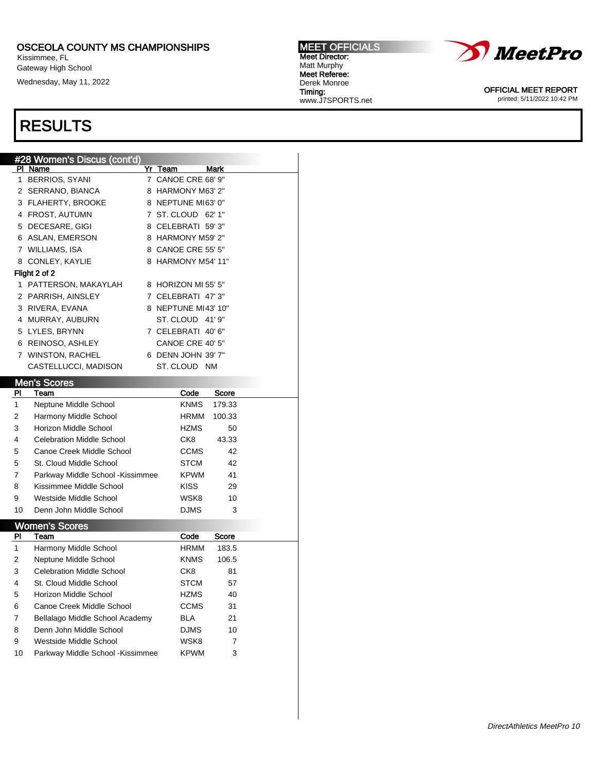OSCEOLA COUNTY MS CHAMPIONSHIPS
Kissimmee, FL
Gateway High School
Wednesday, May 11, 2022

MEET OFFICIALS
Meet Director:
Matt Murphy
Meet Referee:
Derek Monroe
Timing:
www.J7SPORTS.net

OFFICIAL MEET REPORT
printed: 5/11/2022 10:42 PM

# RESULTS

## #28 Women's Discus (cont'd)

| Pl | Name | Yr | Team | Mark |
|---|---|---|---|---|
| 1 | BERRIOS, SYANI | 7 | CANOE CRE | 68' 9" |
| 2 | SERRANO, BIANCA | 8 | HARMONY M | 63' 2" |
| 3 | FLAHERTY, BROOKE | 8 | NEPTUNE MI | 63' 0" |
| 4 | FROST, AUTUMN | 7 | ST. CLOUD | 62' 1" |
| 5 | DECESARE, GIGI | 8 | CELEBRATI | 59' 3" |
| 6 | ASLAN, EMERSON | 8 | HARMONY M | 59' 2" |
| 7 | WILLIAMS, ISA | 8 | CANOE CRE | 55' 5" |
| 8 | CONLEY, KAYLIE | 8 | HARMONY M | 54' 11" |
| **Flight 2 of 2** | | | | |
| 1 | PATTERSON, MAKAYLAH | 8 | HORIZON MI | 55' 5" |
| 2 | PARRISH, AINSLEY | 7 | CELEBRATI | 47' 3" |
| 3 | RIVERA, EVANA | 8 | NEPTUNE MI | 43' 10" |
| 4 | MURRAY, AUBURN | | ST. CLOUD | 41' 9" |
| 5 | LYLES, BRYNN | 7 | CELEBRATI | 40' 6" |
| 6 | REINOSO, ASHLEY | | CANOE CRE | 40' 5" |
| 7 | WINSTON, RACHEL | 6 | DENN JOHN | 39' 7" |
| | CASTELLUCCI, MADISON | | ST. CLOUD | NM |

## Men's Scores

| Pl | Team | Code | Score |
|---|---|---|---|
| 1 | Neptune Middle School | KNMS | 179.33 |
| 2 | Harmony Middle School | HRMM | 100.33 |
| 3 | Horizon Middle School | HZMS | 50 |
| 4 | Celebration Middle School | CK8 | 43.33 |
| 5 | Canoe Creek Middle School | CCMS | 42 |
| 5 | St. Cloud Middle School | STCM | 42 |
| 7 | Parkway Middle School -Kissimmee | KPWM | 41 |
| 8 | Kissimmee Middle School | KISS | 29 |
| 9 | Westside Middle School | WSK8 | 10 |
| 10 | Denn John Middle School | DJMS | 3 |

## Women's Scores

| Pl | Team | Code | Score |
|---|---|---|---|
| 1 | Harmony Middle School | HRMM | 183.5 |
| 2 | Neptune Middle School | KNMS | 106.5 |
| 3 | Celebration Middle School | CK8 | 81 |
| 4 | St. Cloud Middle School | STCM | 57 |
| 5 | Horizon Middle School | HZMS | 40 |
| 6 | Canoe Creek Middle School | CCMS | 31 |
| 7 | Bellalago Middle School Academy | BLA | 21 |
| 8 | Denn John Middle School | DJMS | 10 |
| 9 | Westside Middle School | WSK8 | 7 |
| 10 | Parkway Middle School -Kissimmee | KPWM | 3 |